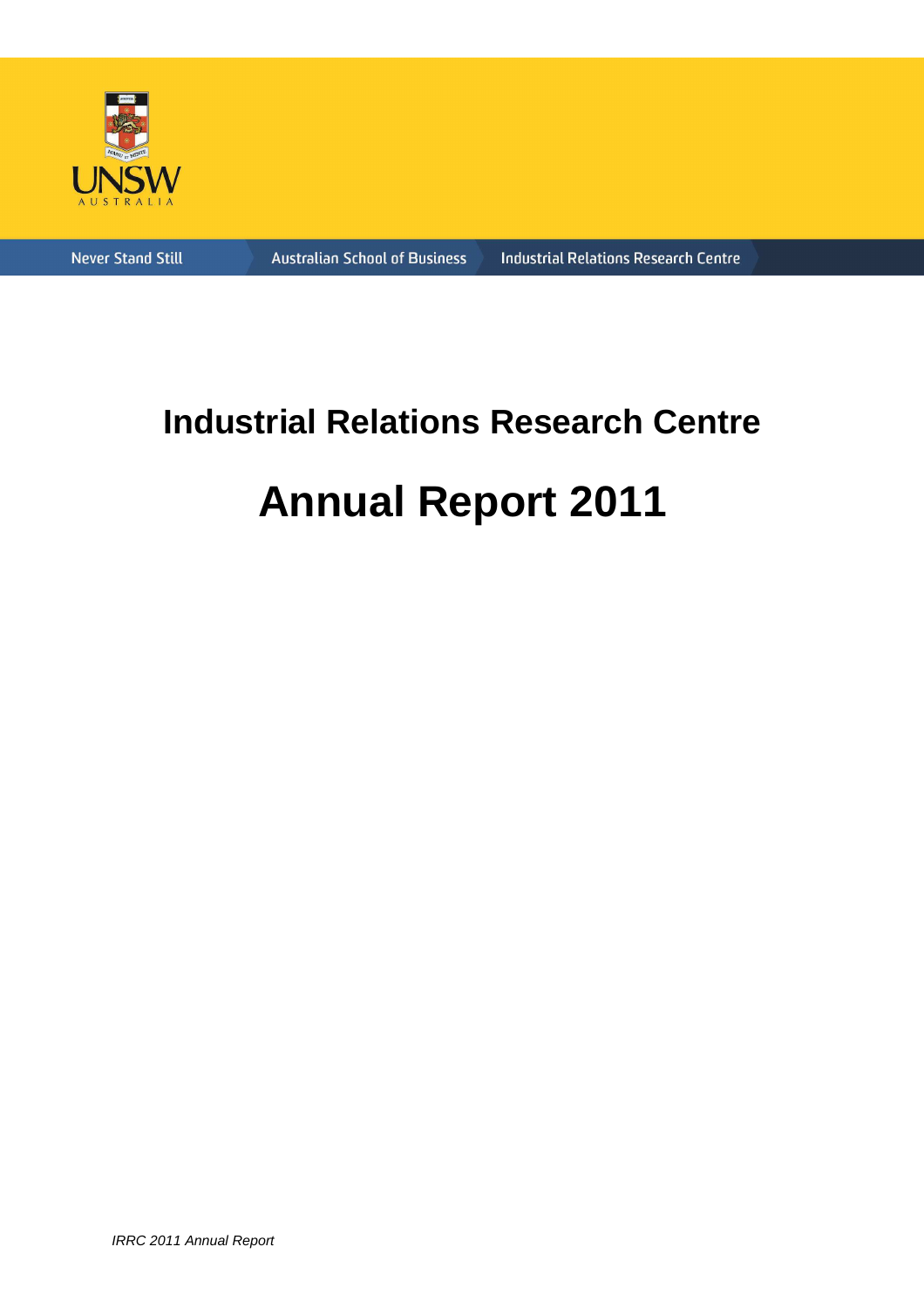Never Stand Still | Australian School of Business | Industrial Relations Research Centre

# Industrial Relations Research Centre

# Annual Report 2011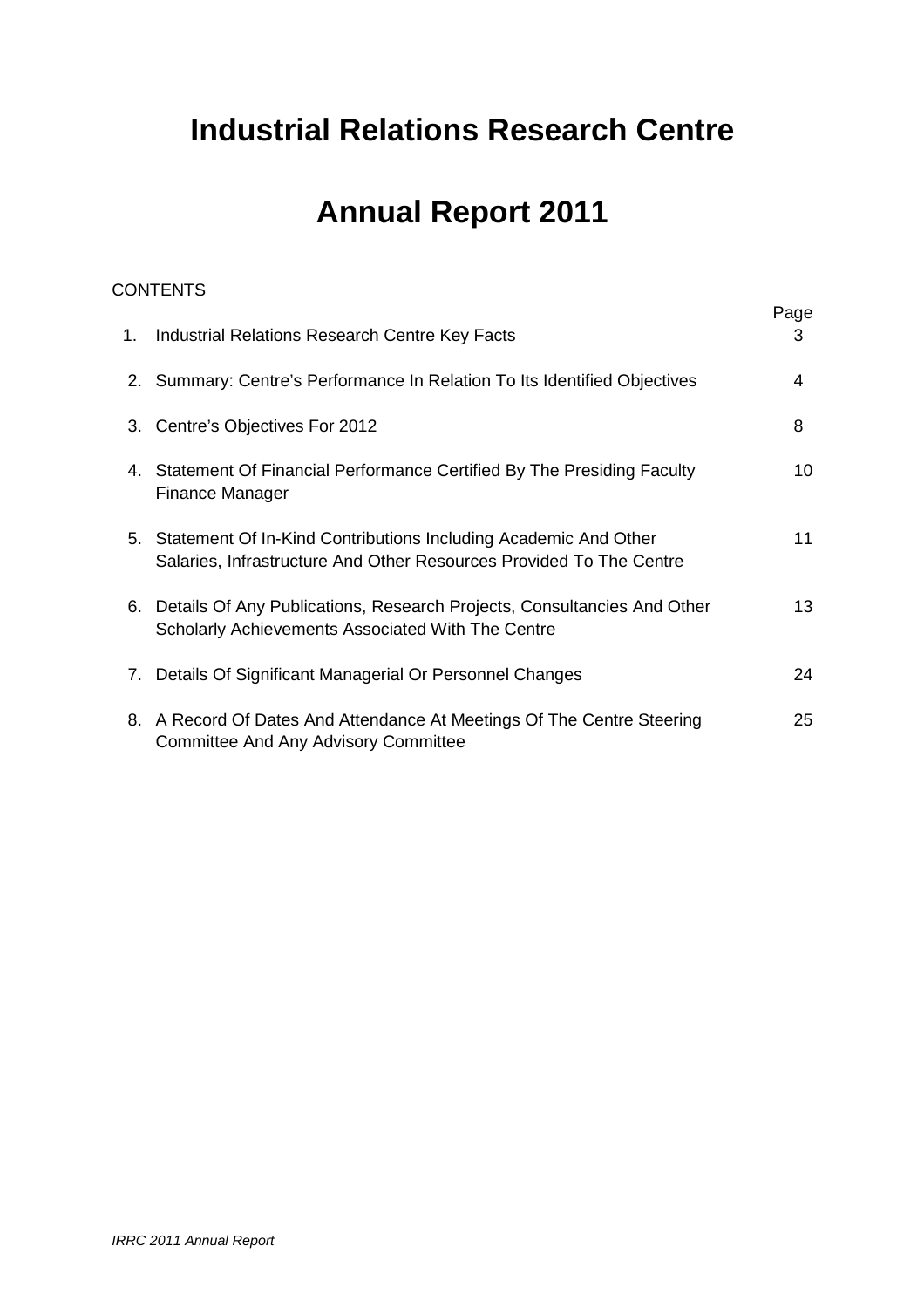# Industrial Relations Research Centre

# Annual Report 2011

CONTENTS

| | | Page |
|---|---|---|
| 1. | Industrial Relations Research Centre Key Facts | 3 |
| 2. | Summary: Centre's Performance In Relation To Its Identified Objectives | 4 |
| 3. | Centre's Objectives For 2012 | 8 |
| 4. | Statement Of Financial Performance Certified By The Presiding Faculty Finance Manager | 10 |
| 5. | Statement Of In-Kind Contributions Including Academic And Other Salaries, Infrastructure And Other Resources Provided To The Centre | 11 |
| 6. | Details Of Any Publications, Research Projects, Consultancies And Other Scholarly Achievements Associated With The Centre | 13 |
| 7. | Details Of Significant Managerial Or Personnel Changes | 24 |
| 8. | A Record Of Dates And Attendance At Meetings Of The Centre Steering Committee And Any Advisory Committee | 25 |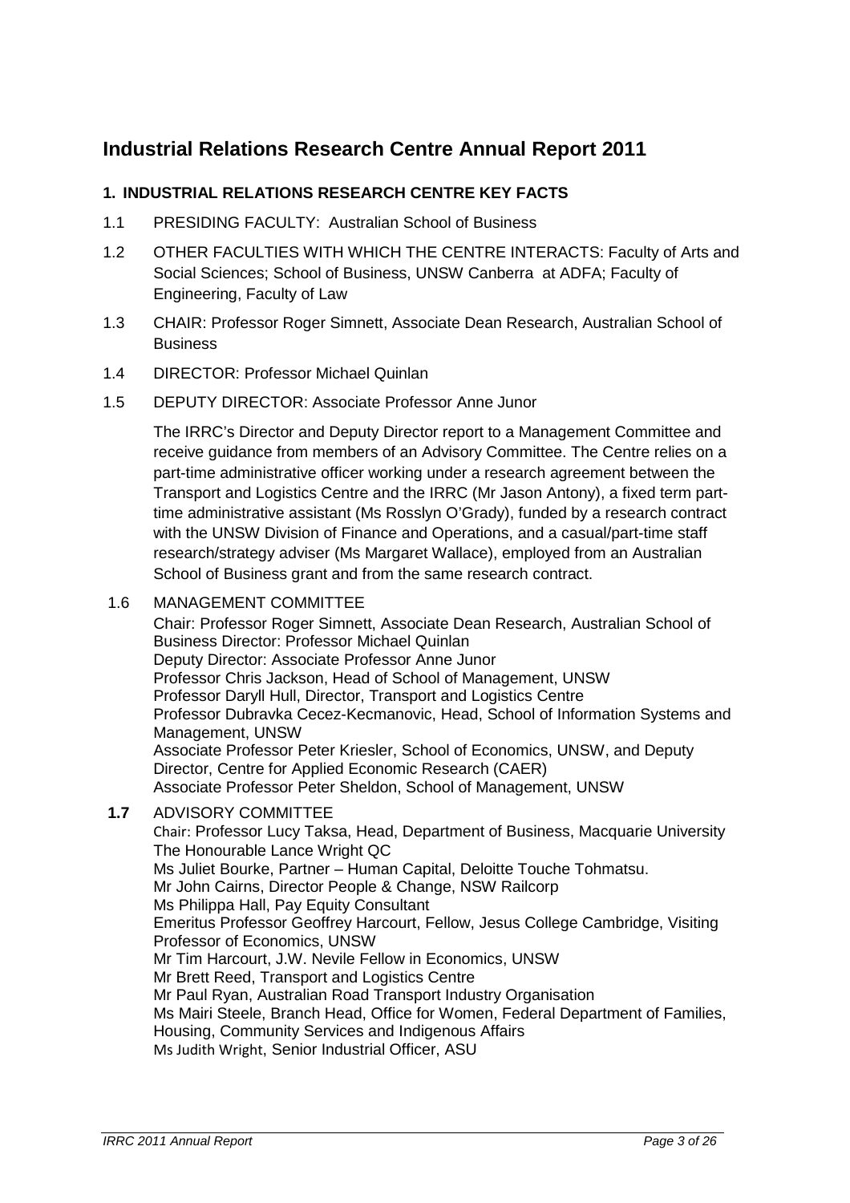# Industrial Relations Research Centre Annual Report 2011

## 1. INDUSTRIAL RELATIONS RESEARCH CENTRE KEY FACTS

1.1 PRESIDING FACULTY: Australian School of Business

1.2 OTHER FACULTIES WITH WHICH THE CENTRE INTERACTS: Faculty of Arts and Social Sciences; School of Business, UNSW Canberra at ADFA; Faculty of Engineering, Faculty of Law

1.3 CHAIR: Professor Roger Simnett, Associate Dean Research, Australian School of Business

1.4 DIRECTOR: Professor Michael Quinlan

1.5 DEPUTY DIRECTOR: Associate Professor Anne Junor

The IRRC's Director and Deputy Director report to a Management Committee and receive guidance from members of an Advisory Committee. The Centre relies on a part-time administrative officer working under a research agreement between the Transport and Logistics Centre and the IRRC (Mr Jason Antony), a fixed term part-time administrative assistant (Ms Rosslyn O'Grady), funded by a research contract with the UNSW Division of Finance and Operations, and a casual/part-time staff research/strategy adviser (Ms Margaret Wallace), employed from an Australian School of Business grant and from the same research contract.

1.6 MANAGEMENT COMMITTEE

Chair: Professor Roger Simnett, Associate Dean Research, Australian School of Business Director: Professor Michael Quinlan
Deputy Director: Associate Professor Anne Junor
Professor Chris Jackson, Head of School of Management, UNSW
Professor Daryll Hull, Director, Transport and Logistics Centre
Professor Dubravka Cecez-Kecmanovic, Head, School of Information Systems and Management, UNSW
Associate Professor Peter Kriesler, School of Economics, UNSW, and Deputy Director, Centre for Applied Economic Research (CAER)
Associate Professor Peter Sheldon, School of Management, UNSW

**1.7** ADVISORY COMMITTEE

Chair: Professor Lucy Taksa, Head, Department of Business, Macquarie University
The Honourable Lance Wright QC
Ms Juliet Bourke, Partner – Human Capital, Deloitte Touche Tohmatsu.
Mr John Cairns, Director People & Change, NSW Railcorp
Ms Philippa Hall, Pay Equity Consultant
Emeritus Professor Geoffrey Harcourt, Fellow, Jesus College Cambridge, Visiting Professor of Economics, UNSW
Mr Tim Harcourt, J.W. Nevile Fellow in Economics, UNSW
Mr Brett Reed, Transport and Logistics Centre
Mr Paul Ryan, Australian Road Transport Industry Organisation
Ms Mairi Steele, Branch Head, Office for Women, Federal Department of Families, Housing, Community Services and Indigenous Affairs
Ms Judith Wright, Senior Industrial Officer, ASU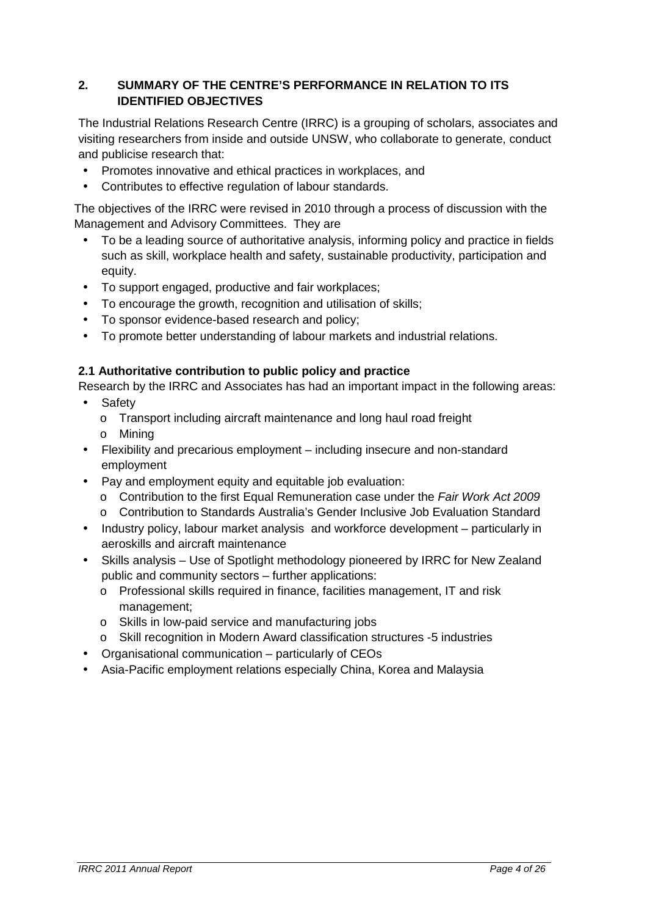## 2. SUMMARY OF THE CENTRE'S PERFORMANCE IN RELATION TO ITS IDENTIFIED OBJECTIVES

The Industrial Relations Research Centre (IRRC) is a grouping of scholars, associates and visiting researchers from inside and outside UNSW, who collaborate to generate, conduct and publicise research that:

- Promotes innovative and ethical practices in workplaces, and
- Contributes to effective regulation of labour standards.

The objectives of the IRRC were revised in 2010 through a process of discussion with the Management and Advisory Committees. They are

- To be a leading source of authoritative analysis, informing policy and practice in fields such as skill, workplace health and safety, sustainable productivity, participation and equity.
- To support engaged, productive and fair workplaces;
- To encourage the growth, recognition and utilisation of skills;
- To sponsor evidence-based research and policy;
- To promote better understanding of labour markets and industrial relations.

### 2.1 Authoritative contribution to public policy and practice

Research by the IRRC and Associates has had an important impact in the following areas:

- Safety
  - Transport including aircraft maintenance and long haul road freight
  - Mining
- Flexibility and precarious employment – including insecure and non-standard employment
- Pay and employment equity and equitable job evaluation:
  - Contribution to the first Equal Remuneration case under the *Fair Work Act 2009*
  - Contribution to Standards Australia's Gender Inclusive Job Evaluation Standard
- Industry policy, labour market analysis and workforce development – particularly in aeroskills and aircraft maintenance
- Skills analysis – Use of Spotlight methodology pioneered by IRRC for New Zealand public and community sectors – further applications:
  - Professional skills required in finance, facilities management, IT and risk management;
  - Skills in low-paid service and manufacturing jobs
  - Skill recognition in Modern Award classification structures -5 industries
- Organisational communication – particularly of CEOs
- Asia-Pacific employment relations especially China, Korea and Malaysia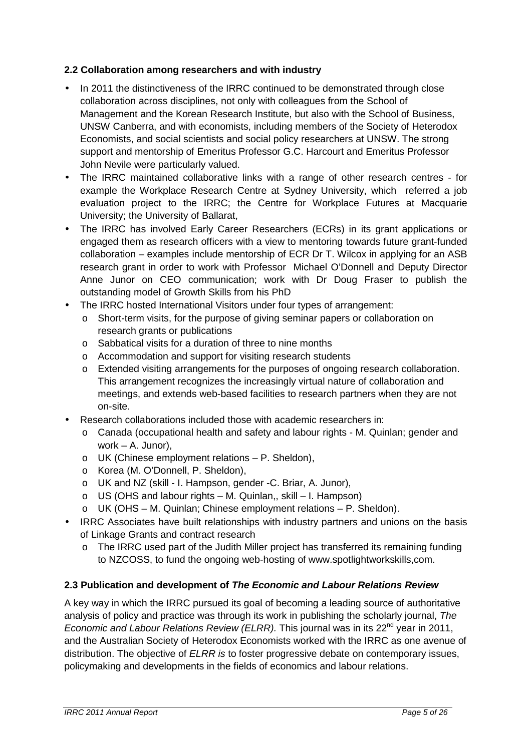## 2.2 Collaboration among researchers and with industry

- In 2011 the distinctiveness of the IRRC continued to be demonstrated through close collaboration across disciplines, not only with colleagues from the School of Management and the Korean Research Institute, but also with the School of Business, UNSW Canberra, and with economists, including members of the Society of Heterodox Economists, and social scientists and social policy researchers at UNSW. The strong support and mentorship of Emeritus Professor G.C. Harcourt and Emeritus Professor John Nevile were particularly valued.
- The IRRC maintained collaborative links with a range of other research centres - for example the Workplace Research Centre at Sydney University, which referred a job evaluation project to the IRRC; the Centre for Workplace Futures at Macquarie University; the University of Ballarat,
- The IRRC has involved Early Career Researchers (ECRs) in its grant applications or engaged them as research officers with a view to mentoring towards future grant-funded collaboration – examples include mentorship of ECR Dr T. Wilcox in applying for an ASB research grant in order to work with Professor Michael O'Donnell and Deputy Director Anne Junor on CEO communication; work with Dr Doug Fraser to publish the outstanding model of Growth Skills from his PhD
- The IRRC hosted International Visitors under four types of arrangement:
  - Short-term visits, for the purpose of giving seminar papers or collaboration on research grants or publications
  - Sabbatical visits for a duration of three to nine months
  - Accommodation and support for visiting research students
  - Extended visiting arrangements for the purposes of ongoing research collaboration. This arrangement recognizes the increasingly virtual nature of collaboration and meetings, and extends web-based facilities to research partners when they are not on-site.
- Research collaborations included those with academic researchers in:
  - Canada (occupational health and safety and labour rights - M. Quinlan; gender and work – A. Junor),
  - UK (Chinese employment relations – P. Sheldon),
  - Korea (M. O'Donnell, P. Sheldon),
  - UK and NZ (skill - I. Hampson, gender -C. Briar, A. Junor),
  - US (OHS and labour rights – M. Quinlan,, skill – I. Hampson)
  - UK (OHS – M. Quinlan; Chinese employment relations – P. Sheldon).
- IRRC Associates have built relationships with industry partners and unions on the basis of Linkage Grants and contract research
  - The IRRC used part of the Judith Miller project has transferred its remaining funding to NZCOSS, to fund the ongoing web-hosting of www.spotlightworkskills,com.

## 2.3 Publication and development of *The Economic and Labour Relations Review*

A key way in which the IRRC pursued its goal of becoming a leading source of authoritative analysis of policy and practice was through its work in publishing the scholarly journal, *The Economic and Labour Relations Review (ELRR).* This journal was in its 22nd year in 2011, and the Australian Society of Heterodox Economists worked with the IRRC as one avenue of distribution. The objective of *ELRR is* to foster progressive debate on contemporary issues, policymaking and developments in the fields of economics and labour relations.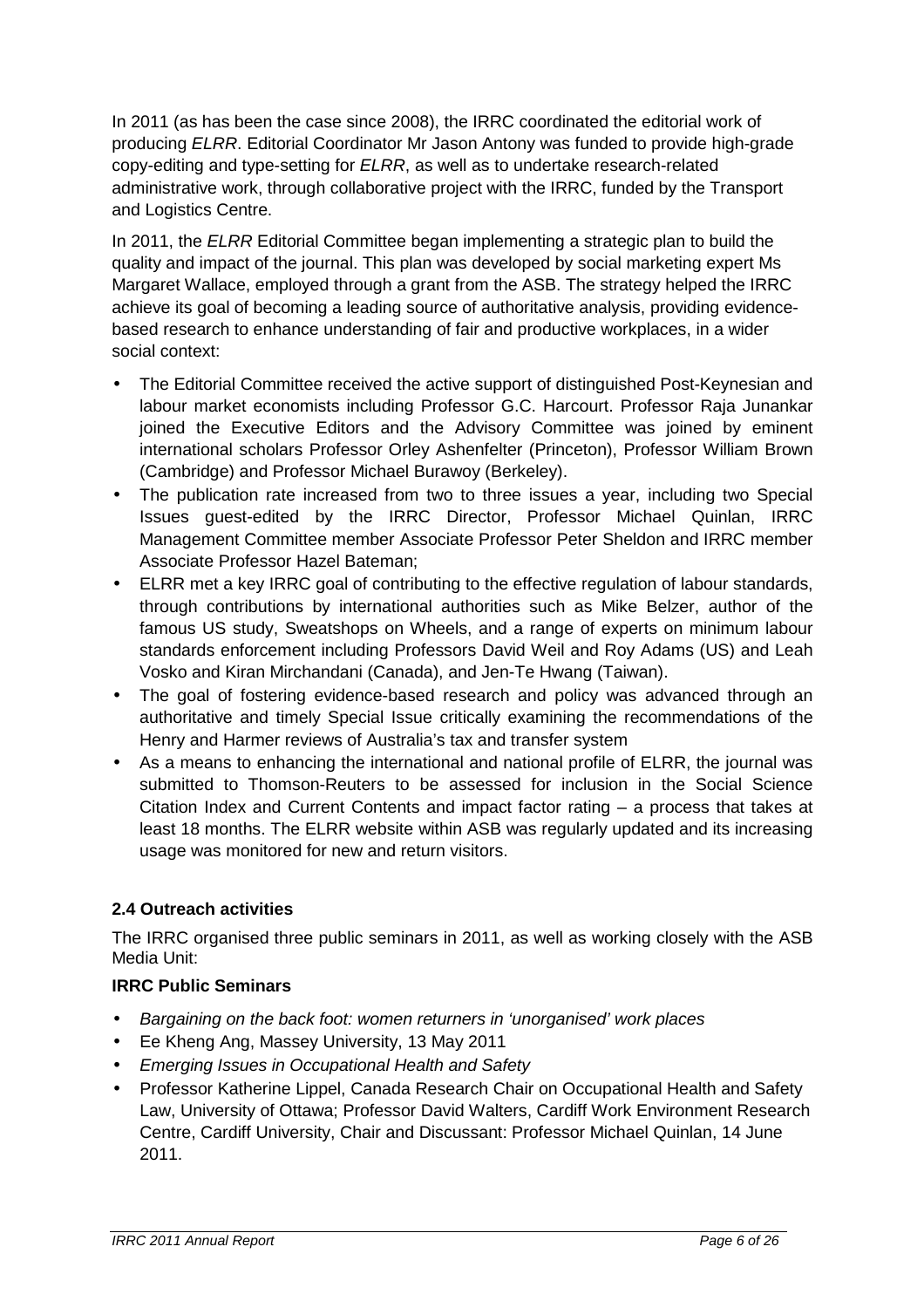In 2011 (as has been the case since 2008), the IRRC coordinated the editorial work of producing *ELRR*. Editorial Coordinator Mr Jason Antony was funded to provide high-grade copy-editing and type-setting for *ELRR*, as well as to undertake research-related administrative work, through collaborative project with the IRRC, funded by the Transport and Logistics Centre.

In 2011, the *ELRR* Editorial Committee began implementing a strategic plan to build the quality and impact of the journal. This plan was developed by social marketing expert Ms Margaret Wallace, employed through a grant from the ASB. The strategy helped the IRRC achieve its goal of becoming a leading source of authoritative analysis, providing evidence-based research to enhance understanding of fair and productive workplaces, in a wider social context:

- The Editorial Committee received the active support of distinguished Post-Keynesian and labour market economists including Professor G.C. Harcourt. Professor Raja Junankar joined the Executive Editors and the Advisory Committee was joined by eminent international scholars Professor Orley Ashenfelter (Princeton), Professor William Brown (Cambridge) and Professor Michael Burawoy (Berkeley).
- The publication rate increased from two to three issues a year, including two Special Issues guest-edited by the IRRC Director, Professor Michael Quinlan, IRRC Management Committee member Associate Professor Peter Sheldon and IRRC member Associate Professor Hazel Bateman;
- ELRR met a key IRRC goal of contributing to the effective regulation of labour standards, through contributions by international authorities such as Mike Belzer, author of the famous US study, Sweatshops on Wheels, and a range of experts on minimum labour standards enforcement including Professors David Weil and Roy Adams (US) and Leah Vosko and Kiran Mirchandani (Canada), and Jen-Te Hwang (Taiwan).
- The goal of fostering evidence-based research and policy was advanced through an authoritative and timely Special Issue critically examining the recommendations of the Henry and Harmer reviews of Australia's tax and transfer system
- As a means to enhancing the international and national profile of ELRR, the journal was submitted to Thomson-Reuters to be assessed for inclusion in the Social Science Citation Index and Current Contents and impact factor rating – a process that takes at least 18 months. The ELRR website within ASB was regularly updated and its increasing usage was monitored for new and return visitors.

### 2.4 Outreach activities

The IRRC organised three public seminars in 2011, as well as working closely with the ASB Media Unit:

**IRRC Public Seminars**

- *Bargaining on the back foot: women returners in 'unorganised' work places*
- Ee Kheng Ang, Massey University, 13 May 2011
- *Emerging Issues in Occupational Health and Safety*
- Professor Katherine Lippel, Canada Research Chair on Occupational Health and Safety Law, University of Ottawa; Professor David Walters, Cardiff Work Environment Research Centre, Cardiff University, Chair and Discussant: Professor Michael Quinlan, 14 June 2011.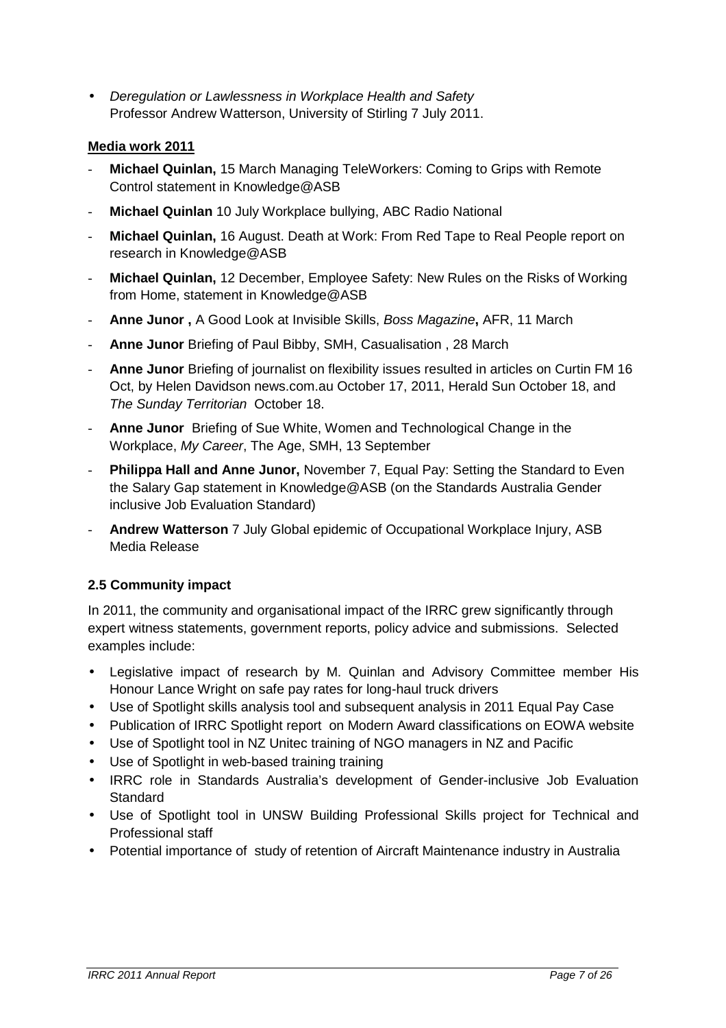- *Deregulation or Lawlessness in Workplace Health and Safety* Professor Andrew Watterson, University of Stirling 7 July 2011.

**Media work 2011**

- **Michael Quinlan,** 15 March Managing TeleWorkers: Coming to Grips with Remote Control statement in Knowledge@ASB
- **Michael Quinlan** 10 July Workplace bullying, ABC Radio National
- **Michael Quinlan,** 16 August. Death at Work: From Red Tape to Real People report on research in Knowledge@ASB
- **Michael Quinlan,** 12 December, Employee Safety: New Rules on the Risks of Working from Home, statement in Knowledge@ASB
- **Anne Junor ,** A Good Look at Invisible Skills, *Boss Magazine***,** AFR, 11 March
- **Anne Junor** Briefing of Paul Bibby, SMH, Casualisation , 28 March
- **Anne Junor** Briefing of journalist on flexibility issues resulted in articles on Curtin FM 16 Oct, by Helen Davidson news.com.au October 17, 2011, Herald Sun October 18, and *The Sunday Territorian* October 18.
- **Anne Junor** Briefing of Sue White, Women and Technological Change in the Workplace, *My Career*, The Age, SMH, 13 September
- **Philippa Hall and Anne Junor,** November 7, Equal Pay: Setting the Standard to Even the Salary Gap statement in Knowledge@ASB (on the Standards Australia Gender inclusive Job Evaluation Standard)
- **Andrew Watterson** 7 July Global epidemic of Occupational Workplace Injury, ASB Media Release

### 2.5 Community impact

In 2011, the community and organisational impact of the IRRC grew significantly through expert witness statements, government reports, policy advice and submissions. Selected examples include:

- Legislative impact of research by M. Quinlan and Advisory Committee member His Honour Lance Wright on safe pay rates for long-haul truck drivers
- Use of Spotlight skills analysis tool and subsequent analysis in 2011 Equal Pay Case
- Publication of IRRC Spotlight report on Modern Award classifications on EOWA website
- Use of Spotlight tool in NZ Unitec training of NGO managers in NZ and Pacific
- Use of Spotlight in web-based training training
- IRRC role in Standards Australia's development of Gender-inclusive Job Evaluation Standard
- Use of Spotlight tool in UNSW Building Professional Skills project for Technical and Professional staff
- Potential importance of study of retention of Aircraft Maintenance industry in Australia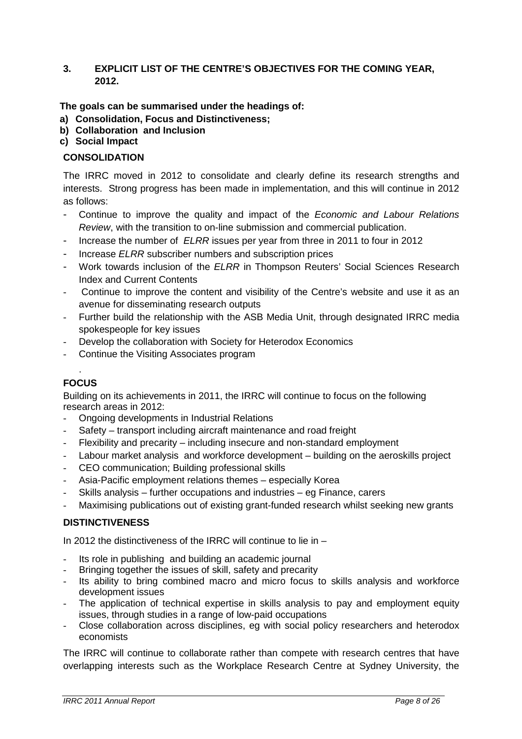## 3. EXPLICIT LIST OF THE CENTRE'S OBJECTIVES FOR THE COMING YEAR, 2012.

**The goals can be summarised under the headings of:**

**a) Consolidation, Focus and Distinctiveness;**
**b) Collaboration and Inclusion**
**c) Social Impact**

### CONSOLIDATION

The IRRC moved in 2012 to consolidate and clearly define its research strengths and interests. Strong progress has been made in implementation, and this will continue in 2012 as follows:

- Continue to improve the quality and impact of the *Economic and Labour Relations Review*, with the transition to on-line submission and commercial publication.
- Increase the number of *ELRR* issues per year from three in 2011 to four in 2012
- Increase *ELRR* subscriber numbers and subscription prices
- Work towards inclusion of the *ELRR* in Thompson Reuters' Social Sciences Research Index and Current Contents
- Continue to improve the content and visibility of the Centre's website and use it as an avenue for disseminating research outputs
- Further build the relationship with the ASB Media Unit, through designated IRRC media spokespeople for key issues
- Develop the collaboration with Society for Heterodox Economics
- Continue the Visiting Associates program

.

### FOCUS

Building on its achievements in 2011, the IRRC will continue to focus on the following research areas in 2012:

- Ongoing developments in Industrial Relations
- Safety – transport including aircraft maintenance and road freight
- Flexibility and precarity – including insecure and non-standard employment
- Labour market analysis and workforce development – building on the aeroskills project
- CEO communication; Building professional skills
- Asia-Pacific employment relations themes – especially Korea
- Skills analysis – further occupations and industries – eg Finance, carers
- Maximising publications out of existing grant-funded research whilst seeking new grants

### DISTINCTIVENESS

In 2012 the distinctiveness of the IRRC will continue to lie in –

- Its role in publishing and building an academic journal
- Bringing together the issues of skill, safety and precarity
- Its ability to bring combined macro and micro focus to skills analysis and workforce development issues
- The application of technical expertise in skills analysis to pay and employment equity issues, through studies in a range of low-paid occupations
- Close collaboration across disciplines, eg with social policy researchers and heterodox economists

The IRRC will continue to collaborate rather than compete with research centres that have overlapping interests such as the Workplace Research Centre at Sydney University, the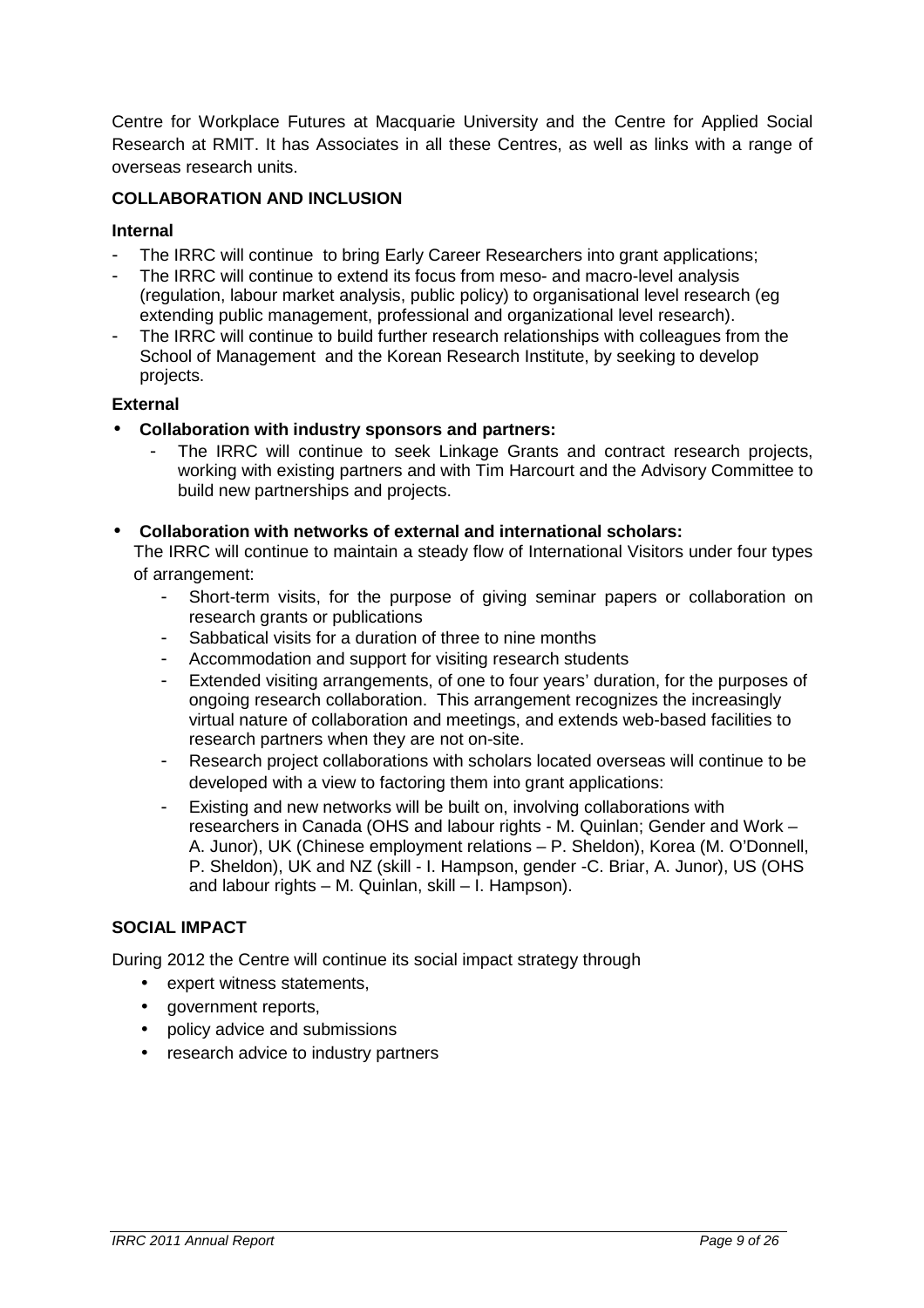Centre for Workplace Futures at Macquarie University and the Centre for Applied Social Research at RMIT. It has Associates in all these Centres, as well as links with a range of overseas research units.

## COLLABORATION AND INCLUSION

### Internal

- The IRRC will continue to bring Early Career Researchers into grant applications;
- The IRRC will continue to extend its focus from meso- and macro-level analysis (regulation, labour market analysis, public policy) to organisational level research (eg extending public management, professional and organizational level research).
- The IRRC will continue to build further research relationships with colleagues from the School of Management and the Korean Research Institute, by seeking to develop projects.

### External

- **Collaboration with industry sponsors and partners:**
  - The IRRC will continue to seek Linkage Grants and contract research projects, working with existing partners and with Tim Harcourt and the Advisory Committee to build new partnerships and projects.

- **Collaboration with networks of external and international scholars:**

  The IRRC will continue to maintain a steady flow of International Visitors under four types of arrangement:
  - Short-term visits, for the purpose of giving seminar papers or collaboration on research grants or publications
  - Sabbatical visits for a duration of three to nine months
  - Accommodation and support for visiting research students
  - Extended visiting arrangements, of one to four years' duration, for the purposes of ongoing research collaboration. This arrangement recognizes the increasingly virtual nature of collaboration and meetings, and extends web-based facilities to research partners when they are not on-site.
  - Research project collaborations with scholars located overseas will continue to be developed with a view to factoring them into grant applications:
  - Existing and new networks will be built on, involving collaborations with researchers in Canada (OHS and labour rights - M. Quinlan; Gender and Work – A. Junor), UK (Chinese employment relations – P. Sheldon), Korea (M. O'Donnell, P. Sheldon), UK and NZ (skill - I. Hampson, gender -C. Briar, A. Junor), US (OHS and labour rights – M. Quinlan, skill – I. Hampson).

## SOCIAL IMPACT

During 2012 the Centre will continue its social impact strategy through

- expert witness statements,
- government reports,
- policy advice and submissions
- research advice to industry partners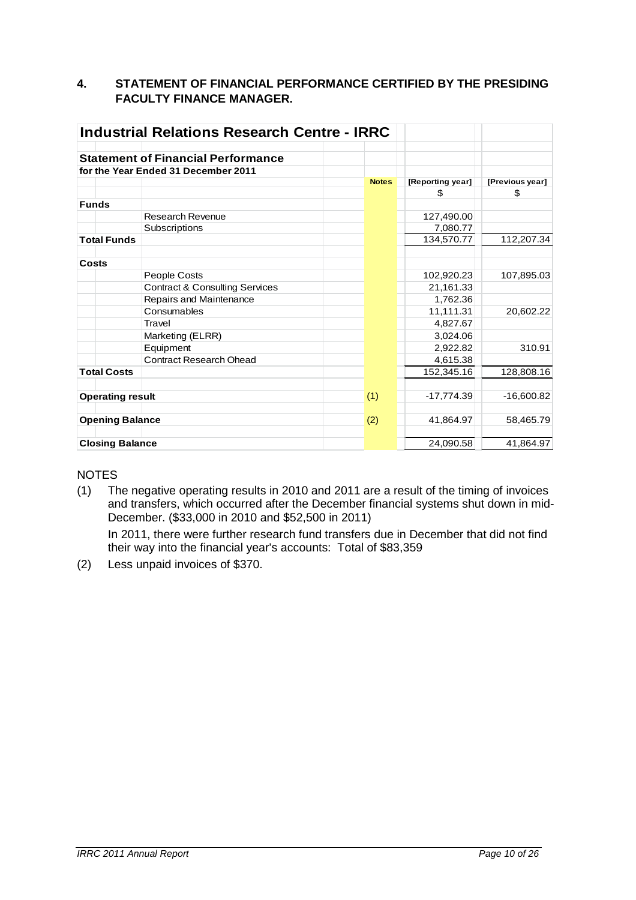## 4. STATEMENT OF FINANCIAL PERFORMANCE CERTIFIED BY THE PRESIDING FACULTY FINANCE MANAGER.

| **Industrial Relations Research Centre - IRRC** | | | | |
|---|---|---|---|---|
| **Statement of Financial Performance** | | | | |
| **for the Year Ended 31 December 2011** | | | | |
| | | **Notes** | **[Reporting year]** | **[Previous year]** |
| | | | $ | $ |
| **Funds** | | | | |
| | Research Revenue | | 127,490.00 | |
| | Subscriptions | | 7,080.77 | |
| **Total Funds** | | | 134,570.77 | 112,207.34 |
| | | | | |
| **Costs** | | | | |
| | People Costs | | 102,920.23 | 107,895.03 |
| | Contract & Consulting Services | | 21,161.33 | |
| | Repairs and Maintenance | | 1,762.36 | |
| | Consumables | | 11,111.31 | 20,602.22 |
| | Travel | | 4,827.67 | |
| | Marketing (ELRR) | | 3,024.06 | |
| | Equipment | | 2,922.82 | 310.91 |
| | Contract Research Ohead | | 4,615.38 | |
| **Total Costs** | | | 152,345.16 | 128,808.16 |
| | | | | |
| **Operating result** | | (1) | -17,774.39 | -16,600.82 |
| | | | | |
| **Opening Balance** | | (2) | 41,864.97 | 58,465.79 |
| | | | | |
| **Closing Balance** | | | 24,090.58 | 41,864.97 |

NOTES

(1) The negative operating results in 2010 and 2011 are a result of the timing of invoices and transfers, which occurred after the December financial systems shut down in mid-December. ($33,000 in 2010 and $52,500 in 2011)

In 2011, there were further research fund transfers due in December that did not find their way into the financial year's accounts: Total of $83,359

(2) Less unpaid invoices of $370.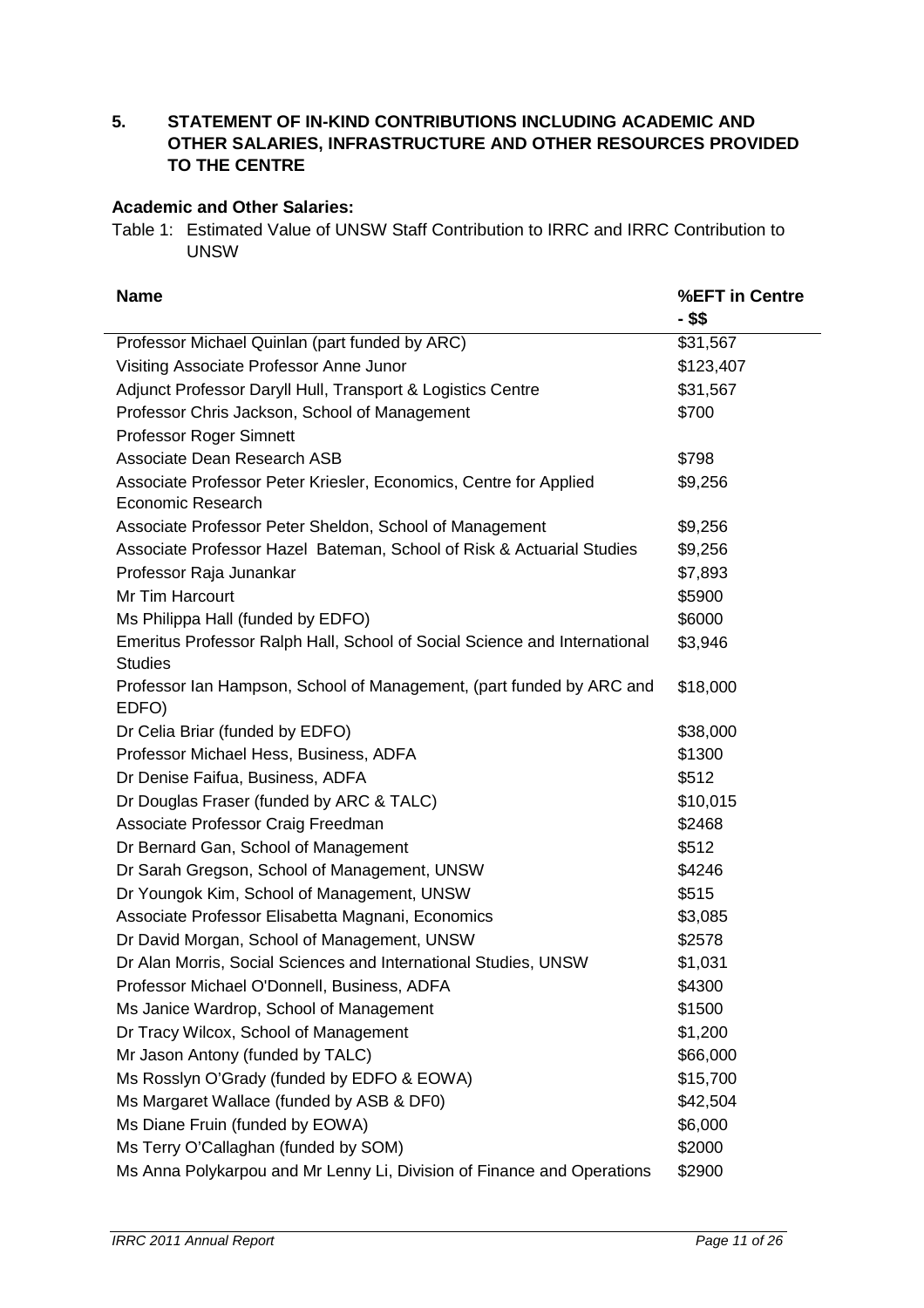## 5. STATEMENT OF IN-KIND CONTRIBUTIONS INCLUDING ACADEMIC AND OTHER SALARIES, INFRASTRUCTURE AND OTHER RESOURCES PROVIDED TO THE CENTRE

### Academic and Other Salaries:

Table 1: Estimated Value of UNSW Staff Contribution to IRRC and IRRC Contribution to UNSW

| Name | %EFT in Centre - $$ |
|---|---|
| Professor Michael Quinlan (part funded by ARC) | $31,567 |
| Visiting Associate Professor Anne Junor | $123,407 |
| Adjunct Professor Daryll Hull, Transport & Logistics Centre | $31,567 |
| Professor Chris Jackson, School of Management | $700 |
| Professor Roger Simnett | |
| Associate Dean Research ASB | $798 |
| Associate Professor Peter Kriesler, Economics, Centre for Applied Economic Research | $9,256 |
| Associate Professor Peter Sheldon, School of Management | $9,256 |
| Associate Professor Hazel Bateman, School of Risk & Actuarial Studies | $9,256 |
| Professor Raja Junankar | $7,893 |
| Mr Tim Harcourt | $5900 |
| Ms Philippa Hall (funded by EDFO) | $6000 |
| Emeritus Professor Ralph Hall, School of Social Science and International Studies | $3,946 |
| Professor Ian Hampson, School of Management, (part funded by ARC and EDFO) | $18,000 |
| Dr Celia Briar (funded by EDFO) | $38,000 |
| Professor Michael Hess, Business, ADFA | $1300 |
| Dr Denise Faifua, Business, ADFA | $512 |
| Dr Douglas Fraser (funded by ARC & TALC) | $10,015 |
| Associate Professor Craig Freedman | $2468 |
| Dr Bernard Gan, School of Management | $512 |
| Dr Sarah Gregson, School of Management, UNSW | $4246 |
| Dr Youngok Kim, School of Management, UNSW | $515 |
| Associate Professor Elisabetta Magnani, Economics | $3,085 |
| Dr David Morgan, School of Management, UNSW | $2578 |
| Dr Alan Morris, Social Sciences and International Studies, UNSW | $1,031 |
| Professor Michael O'Donnell, Business, ADFA | $4300 |
| Ms Janice Wardrop, School of Management | $1500 |
| Dr Tracy Wilcox, School of Management | $1,200 |
| Mr Jason Antony (funded by TALC) | $66,000 |
| Ms Rosslyn O'Grady (funded by EDFO & EOWA) | $15,700 |
| Ms Margaret Wallace (funded by ASB & DF0) | $42,504 |
| Ms Diane Fruin (funded by EOWA) | $6,000 |
| Ms Terry O'Callaghan (funded by SOM) | $2000 |
| Ms Anna Polykarpou and Mr Lenny Li, Division of Finance and Operations | $2900 |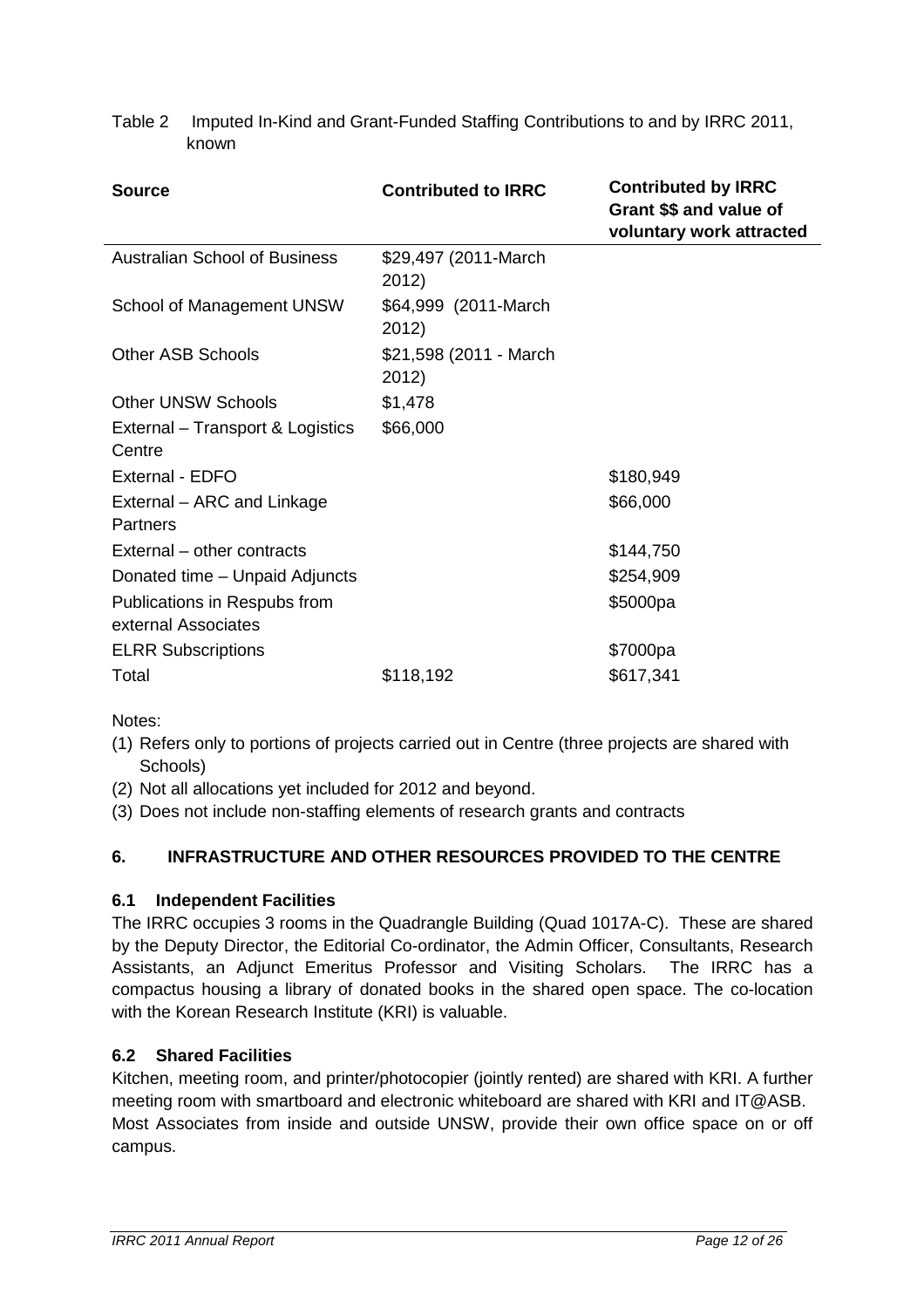Table 2 Imputed In-Kind and Grant-Funded Staffing Contributions to and by IRRC 2011, known

| Source | Contributed to IRRC | Contributed by IRRC Grant $$ and value of voluntary work attracted |
|---|---|---|
| Australian School of Business | $29,497 (2011-March 2012) | |
| School of Management UNSW | $64,999 (2011-March 2012) | |
| Other ASB Schools | $21,598 (2011 - March 2012) | |
| Other UNSW Schools | $1,478 | |
| External – Transport & Logistics Centre | $66,000 | |
| External - EDFO | | $180,949 |
| External – ARC and Linkage Partners | | $66,000 |
| External – other contracts | | $144,750 |
| Donated time – Unpaid Adjuncts | | $254,909 |
| Publications in Respubs from external Associates | | $5000pa |
| ELRR Subscriptions | | $7000pa |
| Total | $118,192 | $617,341 |

Notes:

(1) Refers only to portions of projects carried out in Centre (three projects are shared with Schools)

(2) Not all allocations yet included for 2012 and beyond.

(3) Does not include non-staffing elements of research grants and contracts

## 6. INFRASTRUCTURE AND OTHER RESOURCES PROVIDED TO THE CENTRE

### 6.1 Independent Facilities

The IRRC occupies 3 rooms in the Quadrangle Building (Quad 1017A-C). These are shared by the Deputy Director, the Editorial Co-ordinator, the Admin Officer, Consultants, Research Assistants, an Adjunct Emeritus Professor and Visiting Scholars. The IRRC has a compactus housing a library of donated books in the shared open space. The co-location with the Korean Research Institute (KRI) is valuable.

### 6.2 Shared Facilities

Kitchen, meeting room, and printer/photocopier (jointly rented) are shared with KRI. A further meeting room with smartboard and electronic whiteboard are shared with KRI and IT@ASB. Most Associates from inside and outside UNSW, provide their own office space on or off campus.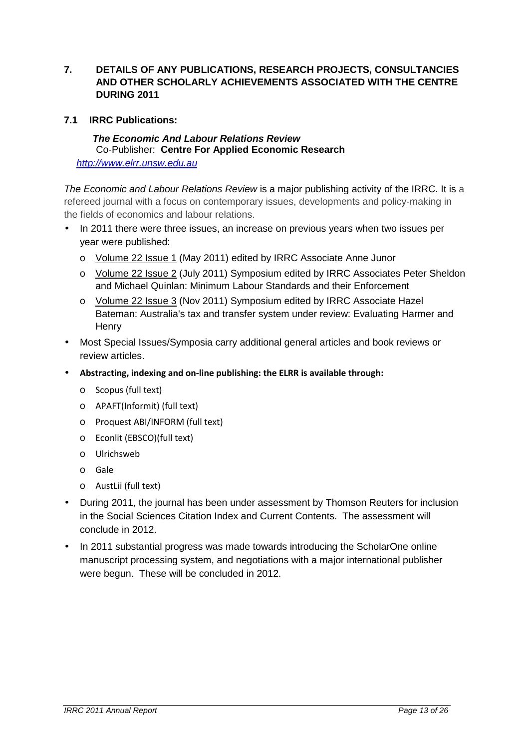## 7. DETAILS OF ANY PUBLICATIONS, RESEARCH PROJECTS, CONSULTANCIES AND OTHER SCHOLARLY ACHIEVEMENTS ASSOCIATED WITH THE CENTRE DURING 2011

### 7.1 IRRC Publications:

***The Economic And Labour Relations Review***
Co-Publisher: **Centre For Applied Economic Research**
*http://www.elrr.unsw.edu.au*

*The Economic and Labour Relations Review* is a major publishing activity of the IRRC. It is a refereed journal with a focus on contemporary issues, developments and policy-making in the fields of economics and labour relations.

- In 2011 there were three issues, an increase on previous years when two issues per year were published:
  - Volume 22 Issue 1 (May 2011) edited by IRRC Associate Anne Junor
  - Volume 22 Issue 2 (July 2011) Symposium edited by IRRC Associates Peter Sheldon and Michael Quinlan: Minimum Labour Standards and their Enforcement
  - Volume 22 Issue 3 (Nov 2011) Symposium edited by IRRC Associate Hazel Bateman: Australia's tax and transfer system under review: Evaluating Harmer and Henry
- Most Special Issues/Symposia carry additional general articles and book reviews or review articles.
- **Abstracting, indexing and on-line publishing: the ELRR is available through:**
  - Scopus (full text)
  - APAFT(Informit) (full text)
  - Proquest ABI/INFORM (full text)
  - Econlit (EBSCO)(full text)
  - Ulrichsweb
  - Gale
  - AustLii (full text)
- During 2011, the journal has been under assessment by Thomson Reuters for inclusion in the Social Sciences Citation Index and Current Contents. The assessment will conclude in 2012.
- In 2011 substantial progress was made towards introducing the ScholarOne online manuscript processing system, and negotiations with a major international publisher were begun. These will be concluded in 2012.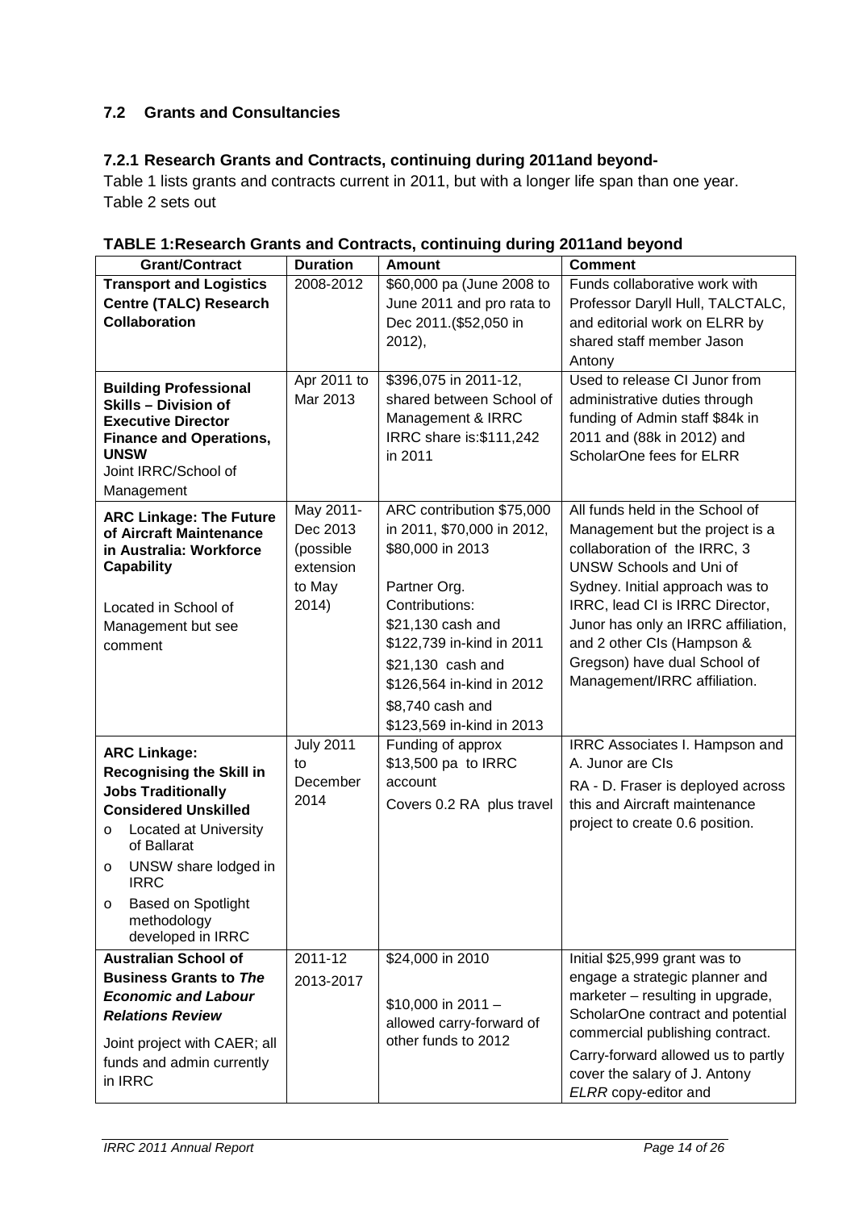### 7.2 Grants and Consultancies

### 7.2.1 Research Grants and Contracts, continuing during 2011and beyond-

Table 1 lists grants and contracts current in 2011, but with a longer life span than one year. Table 2 sets out

**TABLE 1:Research Grants and Contracts, continuing during 2011and beyond**

| Grant/Contract | Duration | Amount | Comment |
|---|---|---|---|
| **Transport and Logistics Centre (TALC) Research Collaboration** | 2008-2012 | $60,000 pa (June 2008 to June 2011 and pro rata to Dec 2011.($52,050 in 2012), | Funds collaborative work with Professor Daryll Hull, TALCTALC, and editorial work on ELRR by shared staff member Jason Antony |
| **Building Professional Skills – Division of Executive Director Finance and Operations, UNSW** Joint IRRC/School of Management | Apr 2011 to Mar 2013 | $396,075 in 2011-12, shared between School of Management & IRRC IRRC share is:$111,242 in 2011 | Used to release CI Junor from administrative duties through funding of Admin staff $84k in 2011 and (88k in 2012) and ScholarOne fees for ELRR |
| **ARC Linkage: The Future of Aircraft Maintenance in Australia: Workforce Capability** Located in School of Management but see comment | May 2011-Dec 2013 (possible extension to May 2014) | ARC contribution $75,000 in 2011, $70,000 in 2012, $80,000 in 2013 Partner Org. Contributions: $21,130 cash and $122,739 in-kind in 2011 $21,130 cash and $126,564 in-kind in 2012 $8,740 cash and $123,569 in-kind in 2013 | All funds held in the School of Management but the project is a collaboration of the IRRC, 3 UNSW Schools and Uni of Sydney. Initial approach was to IRRC, lead CI is IRRC Director, Junor has only an IRRC affiliation, and 2 other CIs (Hampson & Gregson) have dual School of Management/IRRC affiliation. |
| **ARC Linkage: Recognising the Skill in Jobs Traditionally Considered Unskilled** <br>o Located at University of Ballarat <br>o UNSW share lodged in IRRC <br>o Based on Spotlight methodology developed in IRRC | July 2011 to December 2014 | Funding of approx $13,500 pa to IRRC account Covers 0.2 RA plus travel | IRRC Associates I. Hampson and A. Junor are CIs RA - D. Fraser is deployed across this and Aircraft maintenance project to create 0.6 position. |
| **Australian School of Business Grants to *The Economic and Labour Relations Review*** Joint project with CAER; all funds and admin currently in IRRC | 2011-12 2013-2017 | $24,000 in 2010 $10,000 in 2011 – allowed carry-forward of other funds to 2012 | Initial $25,999 grant was to engage a strategic planner and marketer – resulting in upgrade, ScholarOne contract and potential commercial publishing contract. Carry-forward allowed us to partly cover the salary of J. Antony *ELRR* copy-editor and |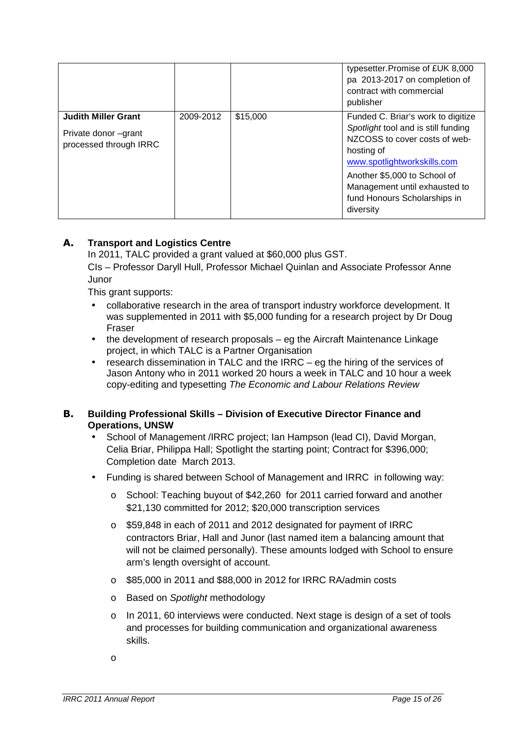| | | | |
|---|---|---|---|
| | | | typesetter.Promise of £UK 8,000 pa 2013-2017 on completion of contract with commercial publisher |
| **Judith Miller Grant**<br><br>Private donor –grant processed through IRRC | 2009-2012 | $15,000 | Funded C. Briar's work to digitize *Spotlight* tool and is still funding NZCOSS to cover costs of web-hosting of www.spotlightworkskills.com<br><br>Another $5,000 to School of Management until exhausted to fund Honours Scholarships in diversity |

## A. Transport and Logistics Centre

In 2011, TALC provided a grant valued at $60,000 plus GST.

CIs – Professor Daryll Hull, Professor Michael Quinlan and Associate Professor Anne Junor

This grant supports:

- collaborative research in the area of transport industry workforce development. It was supplemented in 2011 with $5,000 funding for a research project by Dr Doug Fraser
- the development of research proposals – eg the Aircraft Maintenance Linkage project, in which TALC is a Partner Organisation
- research dissemination in TALC and the IRRC – eg the hiring of the services of Jason Antony who in 2011 worked 20 hours a week in TALC and 10 hour a week copy-editing and typesetting *The Economic and Labour Relations Review*

## B. Building Professional Skills – Division of Executive Director Finance and Operations, UNSW

- School of Management /IRRC project; Ian Hampson (lead CI), David Morgan, Celia Briar, Philippa Hall; Spotlight the starting point; Contract for $396,000; Completion date March 2013.
- Funding is shared between School of Management and IRRC in following way:
  - School: Teaching buyout of $42,260 for 2011 carried forward and another $21,130 committed for 2012; $20,000 transcription services
  - $59,848 in each of 2011 and 2012 designated for payment of IRRC contractors Briar, Hall and Junor (last named item a balancing amount that will not be claimed personally). These amounts lodged with School to ensure arm's length oversight of account.
  - $85,000 in 2011 and $88,000 in 2012 for IRRC RA/admin costs
  - Based on *Spotlight* methodology
  - In 2011, 60 interviews were conducted. Next stage is design of a set of tools and processes for building communication and organizational awareness skills.
  -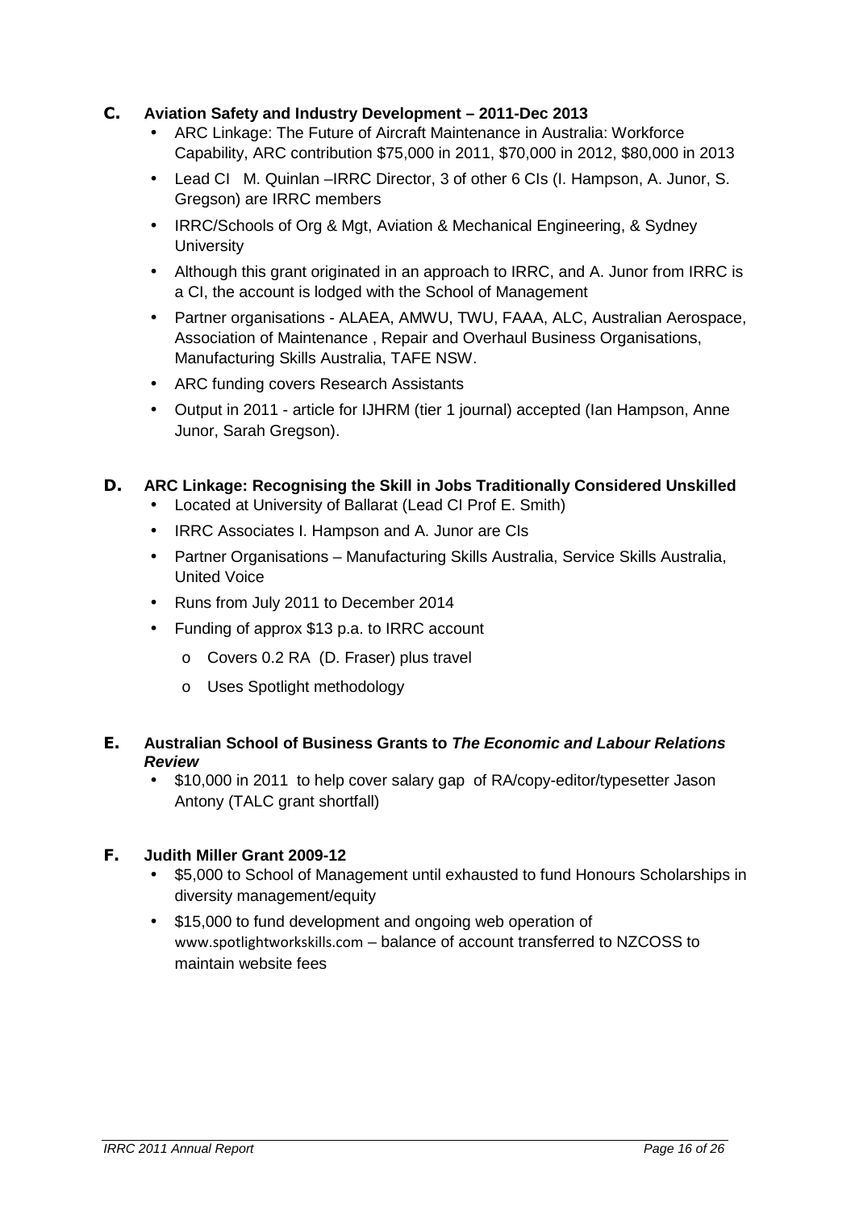## C. Aviation Safety and Industry Development – 2011-Dec 2013

- ARC Linkage: The Future of Aircraft Maintenance in Australia: Workforce Capability, ARC contribution $75,000 in 2011, $70,000 in 2012, $80,000 in 2013
- Lead CI M. Quinlan –IRRC Director, 3 of other 6 CIs (I. Hampson, A. Junor, S. Gregson) are IRRC members
- IRRC/Schools of Org & Mgt, Aviation & Mechanical Engineering, & Sydney University
- Although this grant originated in an approach to IRRC, and A. Junor from IRRC is a CI, the account is lodged with the School of Management
- Partner organisations - ALAEA, AMWU, TWU, FAAA, ALC, Australian Aerospace, Association of Maintenance , Repair and Overhaul Business Organisations, Manufacturing Skills Australia, TAFE NSW.
- ARC funding covers Research Assistants
- Output in 2011 - article for IJHRM (tier 1 journal) accepted (Ian Hampson, Anne Junor, Sarah Gregson).

## D. ARC Linkage: Recognising the Skill in Jobs Traditionally Considered Unskilled

- Located at University of Ballarat (Lead CI Prof E. Smith)
- IRRC Associates I. Hampson and A. Junor are CIs
- Partner Organisations – Manufacturing Skills Australia, Service Skills Australia, United Voice
- Runs from July 2011 to December 2014
- Funding of approx $13 p.a. to IRRC account
  - Covers 0.2 RA (D. Fraser) plus travel
  - Uses Spotlight methodology

## E. Australian School of Business Grants to *The Economic and Labour Relations Review*

- $10,000 in 2011 to help cover salary gap of RA/copy-editor/typesetter Jason Antony (TALC grant shortfall)

## F. Judith Miller Grant 2009-12

- $5,000 to School of Management until exhausted to fund Honours Scholarships in diversity management/equity
- $15,000 to fund development and ongoing web operation of www.spotlightworkskills.com – balance of account transferred to NZCOSS to maintain website fees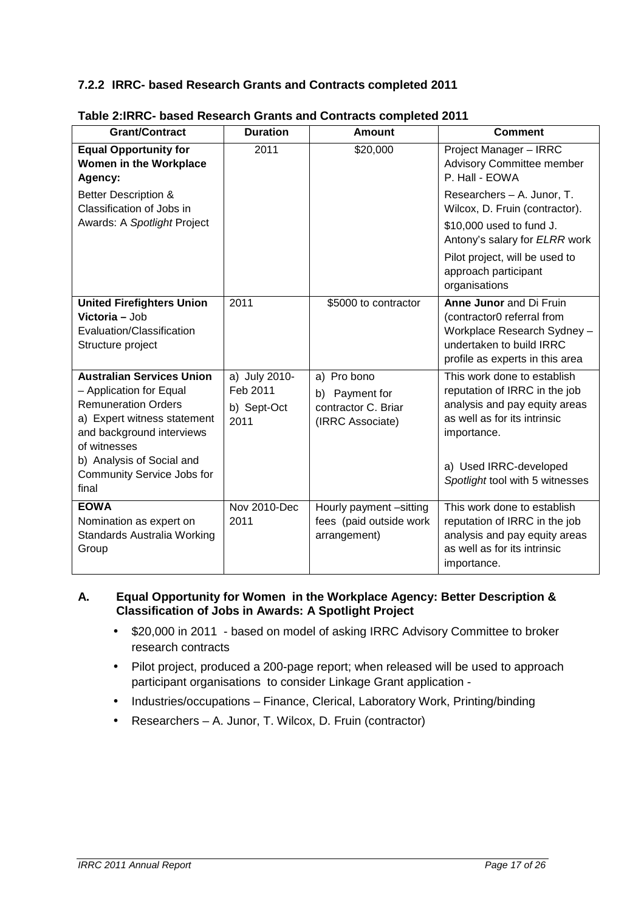### 7.2.2 IRRC- based Research Grants and Contracts completed 2011

**Table 2:IRRC- based Research Grants and Contracts completed 2011**

| Grant/Contract | Duration | Amount | Comment |
|---|---|---|---|
| **Equal Opportunity for Women in the Workplace Agency:** Better Description & Classification of Jobs in Awards: A *Spotlight* Project | 2011 | $20,000 | Project Manager – IRRC Advisory Committee member P. Hall - EOWA<br>Researchers – A. Junor, T. Wilcox, D. Fruin (contractor).<br>$10,000 used to fund J. Antony's salary for *ELRR* work<br>Pilot project, will be used to approach participant organisations |
| **United Firefighters Union Victoria –** Job Evaluation/Classification Structure project | 2011 | $5000 to contractor | **Anne Junor** and Di Fruin (contractor0 referral from Workplace Research Sydney – undertaken to build IRRC profile as experts in this area |
| **Australian Services Union** – Application for Equal Remuneration Orders<br>a) Expert witness statement and background interviews of witnesses<br>b) Analysis of Social and Community Service Jobs for final | a) July 2010-Feb 2011<br>b) Sept-Oct 2011 | a) Pro bono<br>b) Payment for contractor C. Briar (IRRC Associate) | This work done to establish reputation of IRRC in the job analysis and pay equity areas as well as for its intrinsic importance.<br>a) Used IRRC-developed *Spotlight* tool with 5 witnesses |
| **EOWA**<br>Nomination as expert on Standards Australia Working Group | Nov 2010-Dec 2011 | Hourly payment –sitting fees (paid outside work arrangement) | This work done to establish reputation of IRRC in the job analysis and pay equity areas as well as for its intrinsic importance. |

**A. Equal Opportunity for Women in the Workplace Agency: Better Description & Classification of Jobs in Awards: A Spotlight Project**

- $20,000 in 2011 - based on model of asking IRRC Advisory Committee to broker research contracts
- Pilot project, produced a 200-page report; when released will be used to approach participant organisations to consider Linkage Grant application -
- Industries/occupations – Finance, Clerical, Laboratory Work, Printing/binding
- Researchers – A. Junor, T. Wilcox, D. Fruin (contractor)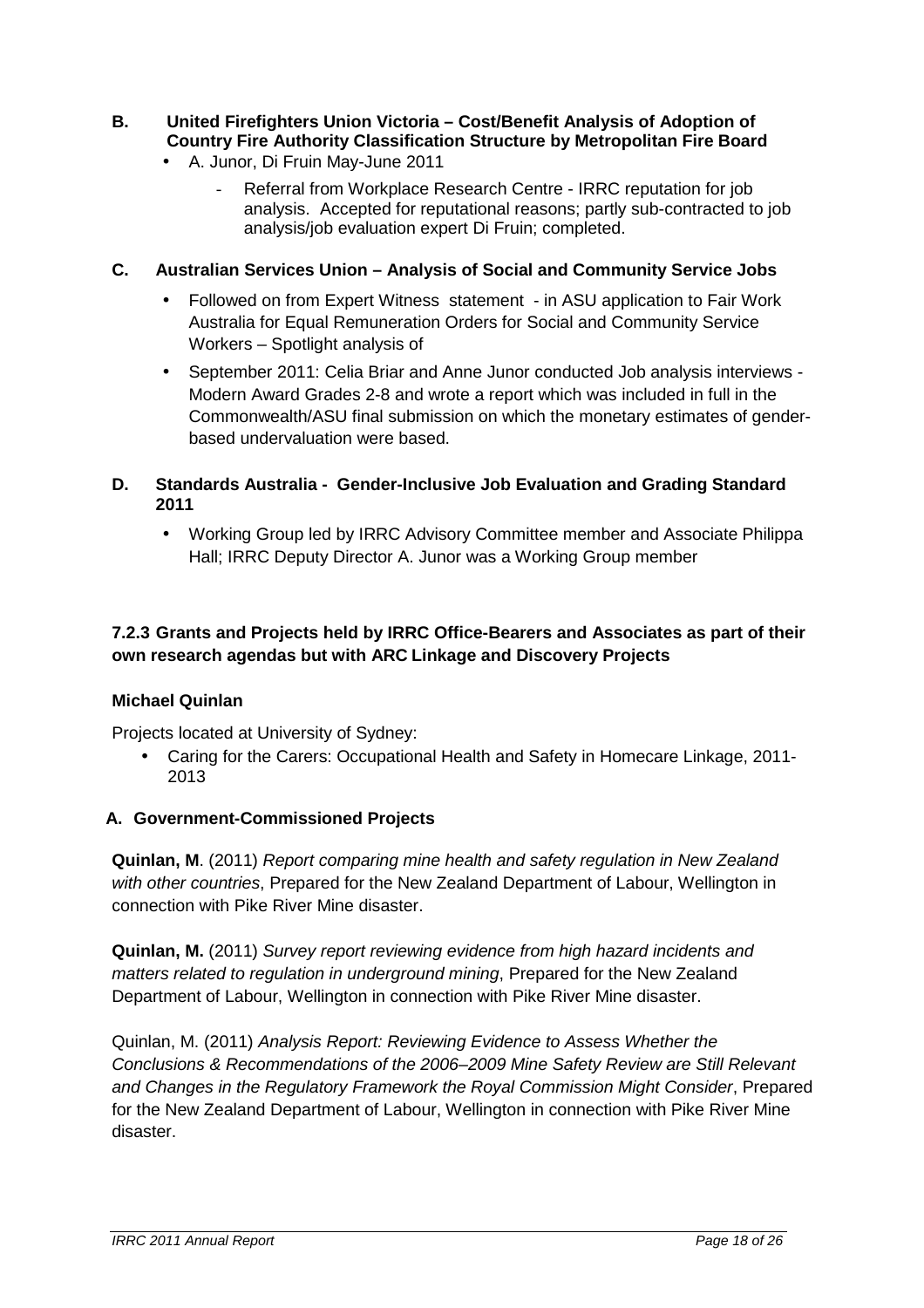**B. United Firefighters Union Victoria – Cost/Benefit Analysis of Adoption of Country Fire Authority Classification Structure by Metropolitan Fire Board**

- A. Junor, Di Fruin May-June 2011
    - Referral from Workplace Research Centre - IRRC reputation for job analysis. Accepted for reputational reasons; partly sub-contracted to job analysis/job evaluation expert Di Fruin; completed.

**C. Australian Services Union – Analysis of Social and Community Service Jobs**

- Followed on from Expert Witness statement - in ASU application to Fair Work Australia for Equal Remuneration Orders for Social and Community Service Workers – Spotlight analysis of
- September 2011: Celia Briar and Anne Junor conducted Job analysis interviews - Modern Award Grades 2-8 and wrote a report which was included in full in the Commonwealth/ASU final submission on which the monetary estimates of gender-based undervaluation were based.

**D. Standards Australia - Gender-Inclusive Job Evaluation and Grading Standard 2011**

- Working Group led by IRRC Advisory Committee member and Associate Philippa Hall; IRRC Deputy Director A. Junor was a Working Group member

### 7.2.3 Grants and Projects held by IRRC Office-Bearers and Associates as part of their own research agendas but with ARC Linkage and Discovery Projects

**Michael Quinlan**

Projects located at University of Sydney:

- Caring for the Carers: Occupational Health and Safety in Homecare Linkage, 2011-2013

**A. Government-Commissioned Projects**

**Quinlan, M**. (2011) *Report comparing mine health and safety regulation in New Zealand with other countries*, Prepared for the New Zealand Department of Labour, Wellington in connection with Pike River Mine disaster.

**Quinlan, M.** (2011) *Survey report reviewing evidence from high hazard incidents and matters related to regulation in underground mining*, Prepared for the New Zealand Department of Labour, Wellington in connection with Pike River Mine disaster.

Quinlan, M. (2011) *Analysis Report: Reviewing Evidence to Assess Whether the Conclusions & Recommendations of the 2006–2009 Mine Safety Review are Still Relevant and Changes in the Regulatory Framework the Royal Commission Might Consider*, Prepared for the New Zealand Department of Labour, Wellington in connection with Pike River Mine disaster.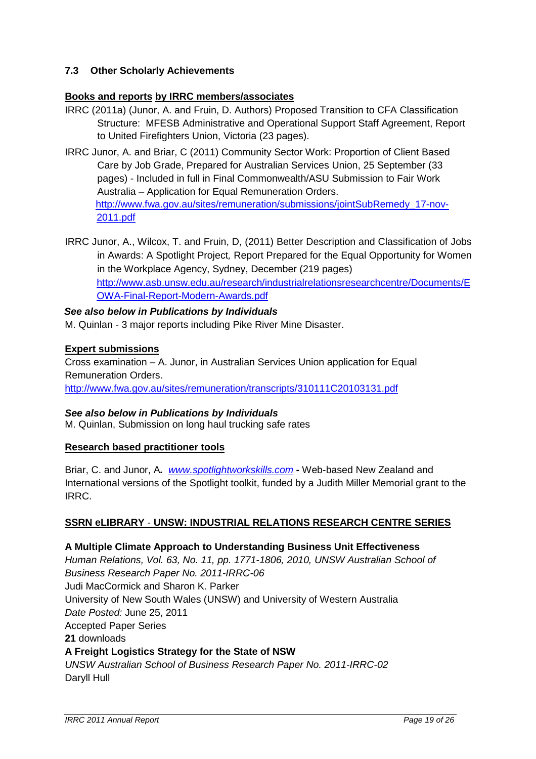### 7.3 Other Scholarly Achievements

**Books and reports by IRRC members/associates**

IRRC (2011a) (Junor, A. and Fruin, D. Authors) Proposed Transition to CFA Classification Structure: MFESB Administrative and Operational Support Staff Agreement, Report to United Firefighters Union, Victoria (23 pages).

IRRC Junor, A. and Briar, C (2011) Community Sector Work: Proportion of Client Based Care by Job Grade, Prepared for Australian Services Union, 25 September (33 pages) - Included in full in Final Commonwealth/ASU Submission to Fair Work Australia – Application for Equal Remuneration Orders. http://www.fwa.gov.au/sites/remuneration/submissions/jointSubRemedy_17-nov-2011.pdf

IRRC Junor, A., Wilcox, T. and Fruin, D, (2011) Better Description and Classification of Jobs in Awards: A Spotlight Project*,* Report Prepared for the Equal Opportunity for Women in the Workplace Agency, Sydney, December (219 pages) http://www.asb.unsw.edu.au/research/industrialrelationsresearchcentre/Documents/EOWA-Final-Report-Modern-Awards.pdf

***See also below in Publications by Individuals***

M. Quinlan - 3 major reports including Pike River Mine Disaster.

**Expert submissions**

Cross examination – A. Junor, in Australian Services Union application for Equal Remuneration Orders.
http://www.fwa.gov.au/sites/remuneration/transcripts/310111C20103131.pdf

***See also below in Publications by Individuals***

M. Quinlan, Submission on long haul trucking safe rates

**Research based practitioner tools**

Briar, C. and Junor, A***.*** *www.spotlightworkskills.com* **-** Web-based New Zealand and International versions of the Spotlight toolkit, funded by a Judith Miller Memorial grant to the IRRC.

**SSRN eLIBRARY - UNSW: INDUSTRIAL RELATIONS RESEARCH CENTRE SERIES**

**A Multiple Climate Approach to Understanding Business Unit Effectiveness**
*Human Relations, Vol. 63, No. 11, pp. 1771-1806, 2010, UNSW Australian School of Business Research Paper No. 2011-IRRC-06*
Judi MacCormick and Sharon K. Parker
University of New South Wales (UNSW) and University of Western Australia
*Date Posted:* June 25, 2011
Accepted Paper Series
**21** downloads

**A Freight Logistics Strategy for the State of NSW**
*UNSW Australian School of Business Research Paper No. 2011-IRRC-02*
Daryll Hull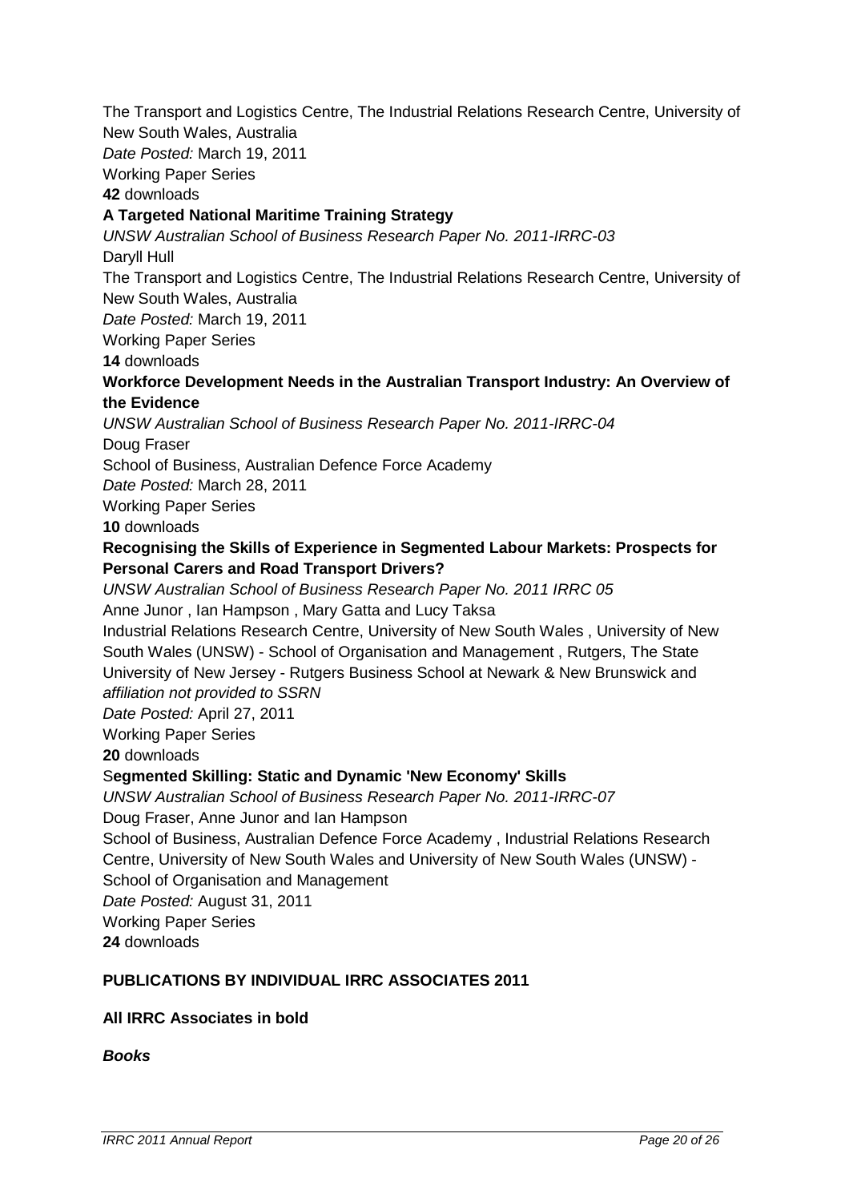The Transport and Logistics Centre, The Industrial Relations Research Centre, University of New South Wales, Australia
*Date Posted:* March 19, 2011
Working Paper Series
**42** downloads

**A Targeted National Maritime Training Strategy**
*UNSW Australian School of Business Research Paper No. 2011-IRRC-03*
Daryll Hull
The Transport and Logistics Centre, The Industrial Relations Research Centre, University of New South Wales, Australia
*Date Posted:* March 19, 2011
Working Paper Series
**14** downloads

**Workforce Development Needs in the Australian Transport Industry: An Overview of the Evidence**
*UNSW Australian School of Business Research Paper No. 2011-IRRC-04*
Doug Fraser
School of Business, Australian Defence Force Academy
*Date Posted:* March 28, 2011
Working Paper Series
**10** downloads

**Recognising the Skills of Experience in Segmented Labour Markets: Prospects for Personal Carers and Road Transport Drivers?**
*UNSW Australian School of Business Research Paper No. 2011 IRRC 05*
Anne Junor , Ian Hampson , Mary Gatta and Lucy Taksa
Industrial Relations Research Centre, University of New South Wales , University of New South Wales (UNSW) - School of Organisation and Management , Rutgers, The State University of New Jersey - Rutgers Business School at Newark & New Brunswick and *affiliation not provided to SSRN*
*Date Posted:* April 27, 2011
Working Paper Series
**20** downloads

S**egmented Skilling: Static and Dynamic 'New Economy' Skills**
*UNSW Australian School of Business Research Paper No. 2011-IRRC-07*
Doug Fraser, Anne Junor and Ian Hampson
School of Business, Australian Defence Force Academy , Industrial Relations Research Centre, University of New South Wales and University of New South Wales (UNSW) - School of Organisation and Management
*Date Posted:* August 31, 2011
Working Paper Series
**24** downloads

**PUBLICATIONS BY INDIVIDUAL IRRC ASSOCIATES 2011**

**All IRRC Associates in bold**

***Books***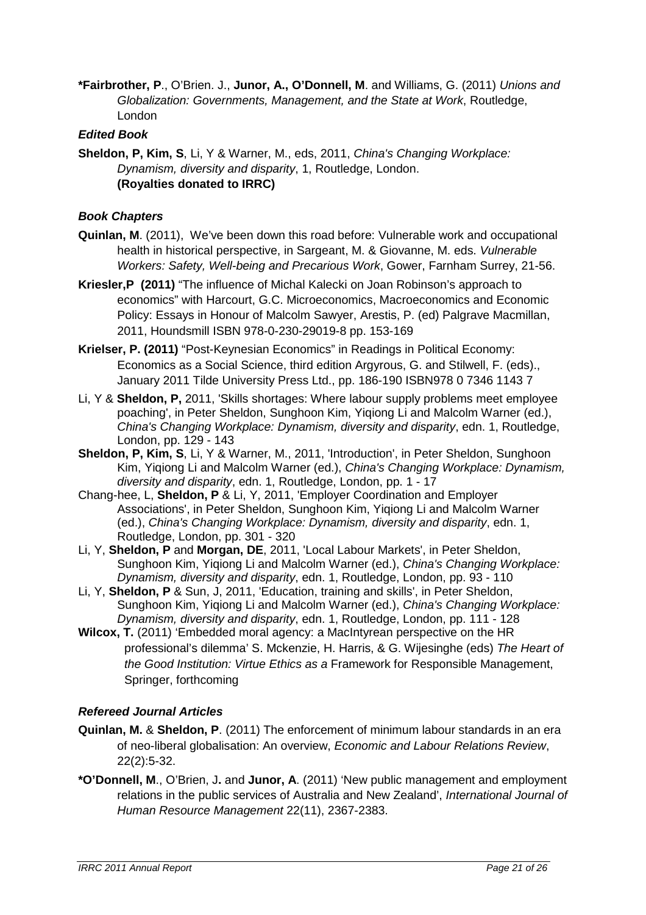**\*Fairbrother, P**., O'Brien. J., **Junor, A., O'Donnell, M**. and Williams, G. (2011) *Unions and Globalization: Governments, Management, and the State at Work*, Routledge, London

### *Edited Book*

**Sheldon, P, Kim, S**, Li, Y & Warner, M., eds, 2011, *China's Changing Workplace: Dynamism, diversity and disparity*, 1, Routledge, London.
**(Royalties donated to IRRC)**

### *Book Chapters*

**Quinlan, M**. (2011), We've been down this road before: Vulnerable work and occupational health in historical perspective, in Sargeant, M. & Giovanne, M. eds. *Vulnerable Workers: Safety, Well-being and Precarious Work*, Gower, Farnham Surrey, 21-56.

**Kriesler,P (2011)** "The influence of Michal Kalecki on Joan Robinson's approach to economics" with Harcourt, G.C. Microeconomics, Macroeconomics and Economic Policy: Essays in Honour of Malcolm Sawyer, Arestis, P. (ed) Palgrave Macmillan, 2011, Houndsmill ISBN 978-0-230-29019-8 pp. 153-169

**Krielser, P. (2011)** "Post-Keynesian Economics" in Readings in Political Economy: Economics as a Social Science, third edition Argyrous, G. and Stilwell, F. (eds)., January 2011 Tilde University Press Ltd., pp. 186-190 ISBN978 0 7346 1143 7

Li, Y & **Sheldon, P,** 2011, 'Skills shortages: Where labour supply problems meet employee poaching', in Peter Sheldon, Sunghoon Kim, Yiqiong Li and Malcolm Warner (ed.), *China's Changing Workplace: Dynamism, diversity and disparity*, edn. 1, Routledge, London, pp. 129 - 143

**Sheldon, P, Kim, S**, Li, Y & Warner, M., 2011, 'Introduction', in Peter Sheldon, Sunghoon Kim, Yiqiong Li and Malcolm Warner (ed.), *China's Changing Workplace: Dynamism, diversity and disparity*, edn. 1, Routledge, London, pp. 1 - 17

Chang-hee, L, **Sheldon, P** & Li, Y, 2011, 'Employer Coordination and Employer Associations', in Peter Sheldon, Sunghoon Kim, Yiqiong Li and Malcolm Warner (ed.), *China's Changing Workplace: Dynamism, diversity and disparity*, edn. 1, Routledge, London, pp. 301 - 320

Li, Y, **Sheldon, P** and **Morgan, DE**, 2011, 'Local Labour Markets', in Peter Sheldon, Sunghoon Kim, Yiqiong Li and Malcolm Warner (ed.), *China's Changing Workplace: Dynamism, diversity and disparity*, edn. 1, Routledge, London, pp. 93 - 110

Li, Y, **Sheldon, P** & Sun, J, 2011, 'Education, training and skills', in Peter Sheldon, Sunghoon Kim, Yiqiong Li and Malcolm Warner (ed.), *China's Changing Workplace: Dynamism, diversity and disparity*, edn. 1, Routledge, London, pp. 111 - 128

**Wilcox, T.** (2011) 'Embedded moral agency: a MacIntyrean perspective on the HR professional's dilemma' S. Mckenzie, H. Harris, & G. Wijesinghe (eds) *The Heart of the Good Institution: Virtue Ethics as a* Framework for Responsible Management, Springer, forthcoming

### *Refereed Journal Articles*

**Quinlan, M.** & **Sheldon, P**. (2011) The enforcement of minimum labour standards in an era of neo-liberal globalisation: An overview, *Economic and Labour Relations Review*, 22(2):5-32.

**\*O'Donnell, M**., O'Brien, J**.** and **Junor, A**. (2011) 'New public management and employment relations in the public services of Australia and New Zealand', *International Journal of Human Resource Management* 22(11), 2367-2383.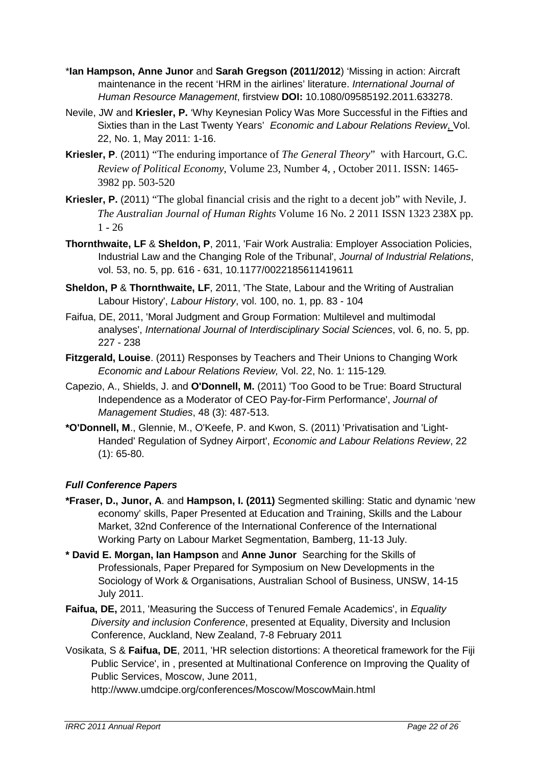\***Ian Hampson, Anne Junor** and **Sarah Gregson (2011/2012**) 'Missing in action: Aircraft maintenance in the recent 'HRM in the airlines' literature. *International Journal of Human Resource Management*, firstview **DOI:** 10.1080/09585192.2011.633278.

Nevile, JW and **Kriesler, P.** 'Why Keynesian Policy Was More Successful in the Fifties and Sixties than in the Last Twenty Years' *Economic and Labour Relations Review*, Vol. 22, No. 1, May 2011: 1-16.

**Kriesler, P**. (2011) "The enduring importance of *The General Theory*" with Harcourt, G.C. *Review of Political Economy*, Volume 23, Number 4, , October 2011. ISSN: 1465-3982 pp. 503-520

**Kriesler, P.** (2011) "The global financial crisis and the right to a decent job" with Nevile, J. *The Australian Journal of Human Rights* Volume 16 No. 2 2011 ISSN 1323 238X pp. 1 - 26

**Thornthwaite, LF** & **Sheldon, P**, 2011, 'Fair Work Australia: Employer Association Policies, Industrial Law and the Changing Role of the Tribunal', *Journal of Industrial Relations*, vol. 53, no. 5, pp. 616 - 631, 10.1177/0022185611419611

**Sheldon, P** & **Thornthwaite, LF**, 2011, 'The State, Labour and the Writing of Australian Labour History', *Labour History*, vol. 100, no. 1, pp. 83 - 104

Faifua, DE, 2011, 'Moral Judgment and Group Formation: Multilevel and multimodal analyses', *International Journal of Interdisciplinary Social Sciences*, vol. 6, no. 5, pp. 227 - 238

**Fitzgerald, Louise**. (2011) Responses by Teachers and Their Unions to Changing Work *Economic and Labour Relations Review,* Vol. 22, No. 1: 115-129*.*

Capezio, A., Shields, J. and **O'Donnell, M.** (2011) 'Too Good to be True: Board Structural Independence as a Moderator of CEO Pay-for-Firm Performance', *Journal of Management Studies*, 48 (3): 487-513.

**\*O'Donnell, M**., Glennie, M., O'Keefe, P. and Kwon, S. (2011) 'Privatisation and 'Light-Handed' Regulation of Sydney Airport', *Economic and Labour Relations Review*, 22 (1): 65-80.

### *Full Conference Papers*

**\*Fraser, D., Junor, A**. and **Hampson, I. (2011)** Segmented skilling: Static and dynamic 'new economy' skills, Paper Presented at Education and Training, Skills and the Labour Market, 32nd Conference of the International Conference of the International Working Party on Labour Market Segmentation, Bamberg, 11-13 July.

**\* David E. Morgan, Ian Hampson** and **Anne Junor** Searching for the Skills of Professionals, Paper Prepared for Symposium on New Developments in the Sociology of Work & Organisations, Australian School of Business, UNSW, 14-15 July 2011.

**Faifua, DE,** 2011, 'Measuring the Success of Tenured Female Academics', in *Equality Diversity and inclusion Conference*, presented at Equality, Diversity and Inclusion Conference, Auckland, New Zealand, 7-8 February 2011

Vosikata, S & **Faifua, DE**, 2011, 'HR selection distortions: A theoretical framework for the Fiji Public Service', in , presented at Multinational Conference on Improving the Quality of Public Services, Moscow, June 2011, http://www.umdcipe.org/conferences/Moscow/MoscowMain.html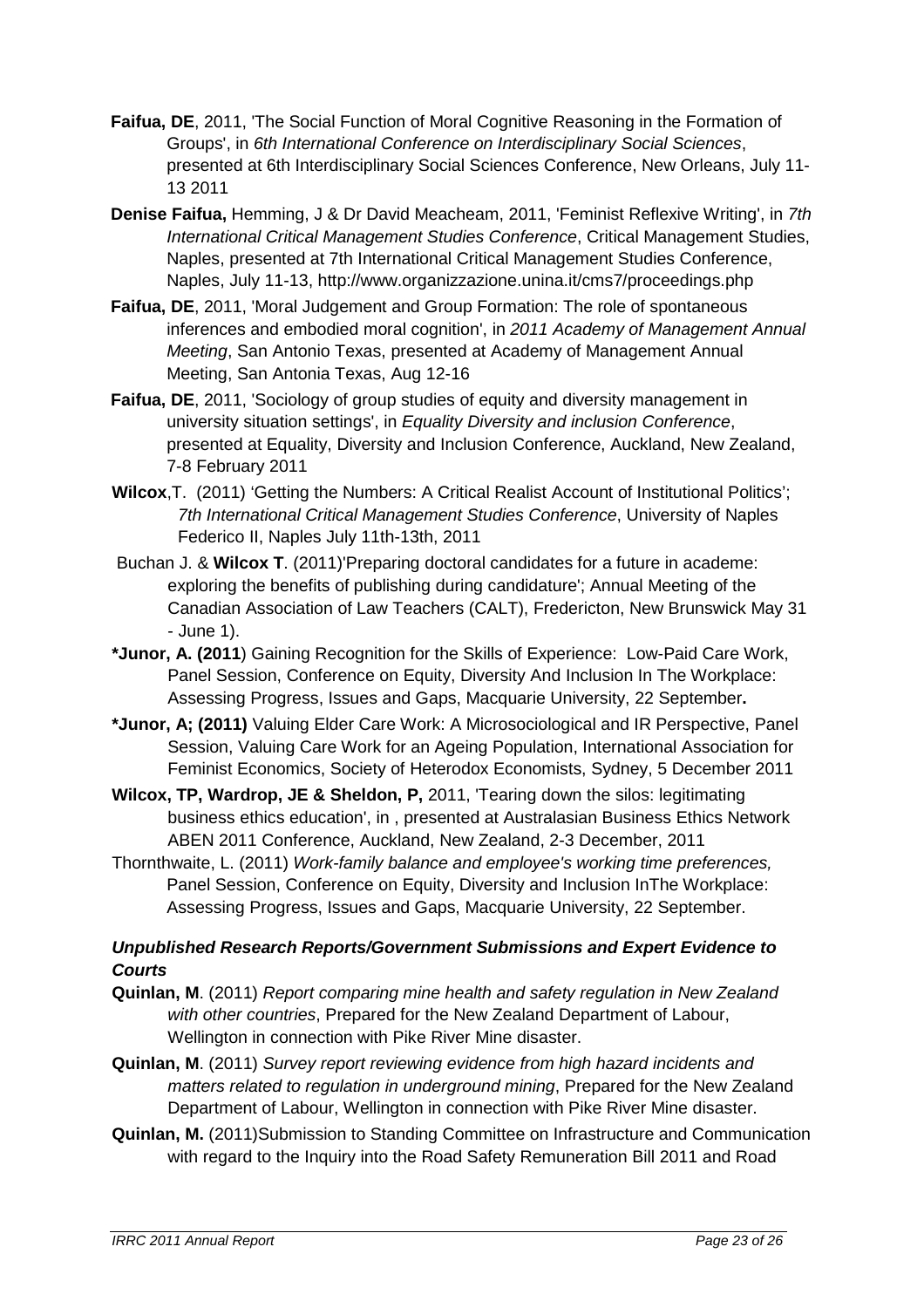**Faifua, DE**, 2011, 'The Social Function of Moral Cognitive Reasoning in the Formation of Groups', in *6th International Conference on Interdisciplinary Social Sciences*, presented at 6th Interdisciplinary Social Sciences Conference, New Orleans, July 11-13 2011

**Denise Faifua,** Hemming, J & Dr David Meacheam, 2011, 'Feminist Reflexive Writing', in *7th International Critical Management Studies Conference*, Critical Management Studies, Naples, presented at 7th International Critical Management Studies Conference, Naples, July 11-13, http://www.organizzazione.unina.it/cms7/proceedings.php

**Faifua, DE**, 2011, 'Moral Judgement and Group Formation: The role of spontaneous inferences and embodied moral cognition', in *2011 Academy of Management Annual Meeting*, San Antonio Texas, presented at Academy of Management Annual Meeting, San Antonia Texas, Aug 12-16

**Faifua, DE**, 2011, 'Sociology of group studies of equity and diversity management in university situation settings', in *Equality Diversity and inclusion Conference*, presented at Equality, Diversity and Inclusion Conference, Auckland, New Zealand, 7-8 February 2011

**Wilcox**,T. (2011) 'Getting the Numbers: A Critical Realist Account of Institutional Politics'; *7th International Critical Management Studies Conference*, University of Naples Federico II, Naples July 11th-13th, 2011

Buchan J. & **Wilcox T**. (2011)'Preparing doctoral candidates for a future in academe: exploring the benefits of publishing during candidature'; Annual Meeting of the Canadian Association of Law Teachers (CALT), Fredericton, New Brunswick May 31 - June 1).

**\*Junor, A. (2011**) Gaining Recognition for the Skills of Experience: Low-Paid Care Work, Panel Session, Conference on Equity, Diversity And Inclusion In The Workplace: Assessing Progress, Issues and Gaps, Macquarie University, 22 September**.**

**\*Junor, A; (2011)** Valuing Elder Care Work: A Microsociological and IR Perspective, Panel Session, Valuing Care Work for an Ageing Population, International Association for Feminist Economics, Society of Heterodox Economists, Sydney, 5 December 2011

**Wilcox, TP, Wardrop, JE & Sheldon, P,** 2011, 'Tearing down the silos: legitimating business ethics education', in , presented at Australasian Business Ethics Network ABEN 2011 Conference, Auckland, New Zealand, 2-3 December, 2011

Thornthwaite, L. (2011) *Work-family balance and employee's working time preferences,* Panel Session, Conference on Equity, Diversity and Inclusion InThe Workplace: Assessing Progress, Issues and Gaps, Macquarie University, 22 September.

### ***Unpublished Research Reports/Government Submissions and Expert Evidence to Courts***

**Quinlan, M**. (2011) *Report comparing mine health and safety regulation in New Zealand with other countries*, Prepared for the New Zealand Department of Labour, Wellington in connection with Pike River Mine disaster.

**Quinlan, M**. (2011) *Survey report reviewing evidence from high hazard incidents and matters related to regulation in underground mining*, Prepared for the New Zealand Department of Labour, Wellington in connection with Pike River Mine disaster.

**Quinlan, M.** (2011)Submission to Standing Committee on Infrastructure and Communication with regard to the Inquiry into the Road Safety Remuneration Bill 2011 and Road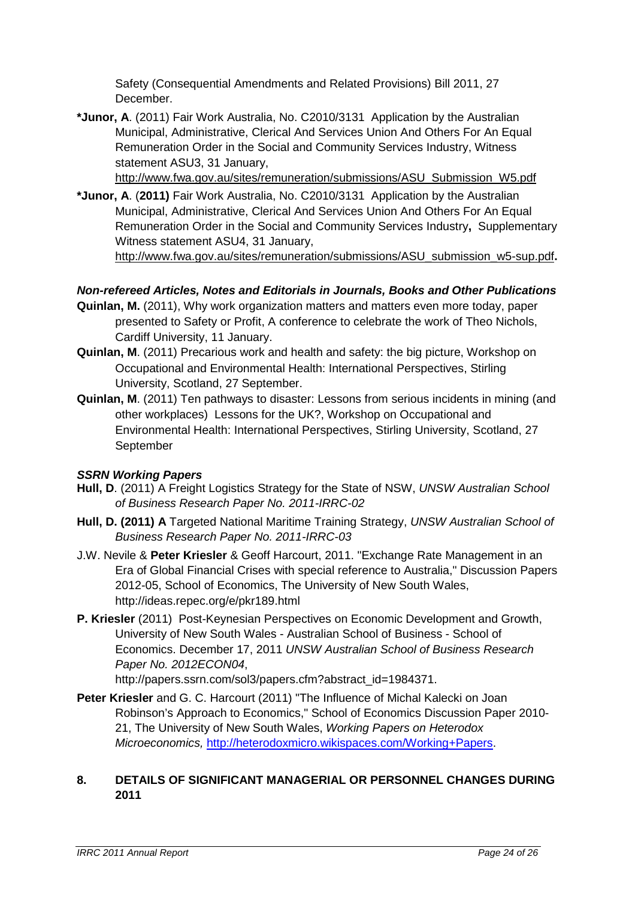Safety (Consequential Amendments and Related Provisions) Bill 2011, 27 December.

***Junor, A**. (2011) Fair Work Australia, No. C2010/3131 Application by the Australian Municipal, Administrative, Clerical And Services Union And Others For An Equal Remuneration Order in the Social and Community Services Industry, Witness statement ASU3, 31 January, http://www.fwa.gov.au/sites/remuneration/submissions/ASU_Submission_W5.pdf

***Junor, A**. (**2011)** Fair Work Australia, No. C2010/3131 Application by the Australian Municipal, Administrative, Clerical And Services Union And Others For An Equal Remuneration Order in the Social and Community Services Industry**,** Supplementary Witness statement ASU4, 31 January, http://www.fwa.gov.au/sites/remuneration/submissions/ASU_submission_w5-sup.pdf**.**

### *Non-refereed Articles, Notes and Editorials in Journals, Books and Other Publications*

**Quinlan, M.** (2011), Why work organization matters and matters even more today, paper presented to Safety or Profit, A conference to celebrate the work of Theo Nichols, Cardiff University, 11 January.

**Quinlan, M**. (2011) Precarious work and health and safety: the big picture, Workshop on Occupational and Environmental Health: International Perspectives, Stirling University, Scotland, 27 September.

**Quinlan, M**. (2011) Ten pathways to disaster: Lessons from serious incidents in mining (and other workplaces) Lessons for the UK?, Workshop on Occupational and Environmental Health: International Perspectives, Stirling University, Scotland, 27 September

### *SSRN Working Papers*

**Hull, D**. (2011) A Freight Logistics Strategy for the State of NSW, *UNSW Australian School of Business Research Paper No. 2011-IRRC-02*

**Hull, D. (2011) A** Targeted National Maritime Training Strategy, *UNSW Australian School of Business Research Paper No. 2011-IRRC-03*

J.W. Nevile & **Peter Kriesler** & Geoff Harcourt, 2011. "Exchange Rate Management in an Era of Global Financial Crises with special reference to Australia," Discussion Papers 2012-05, School of Economics, The University of New South Wales, http://ideas.repec.org/e/pkr189.html

**P. Kriesler** (2011) Post-Keynesian Perspectives on Economic Development and Growth, University of New South Wales - Australian School of Business - School of Economics. December 17, 2011 *UNSW Australian School of Business Research Paper No. 2012ECON04*, http://papers.ssrn.com/sol3/papers.cfm?abstract_id=1984371.

**Peter Kriesler** and G. C. Harcourt (2011) "The Influence of Michal Kalecki on Joan Robinson's Approach to Economics," School of Economics Discussion Paper 2010-21, The University of New South Wales, *Working Papers on Heterodox Microeconomics,* http://heterodoxmicro.wikispaces.com/Working+Papers.

## 8. DETAILS OF SIGNIFICANT MANAGERIAL OR PERSONNEL CHANGES DURING 2011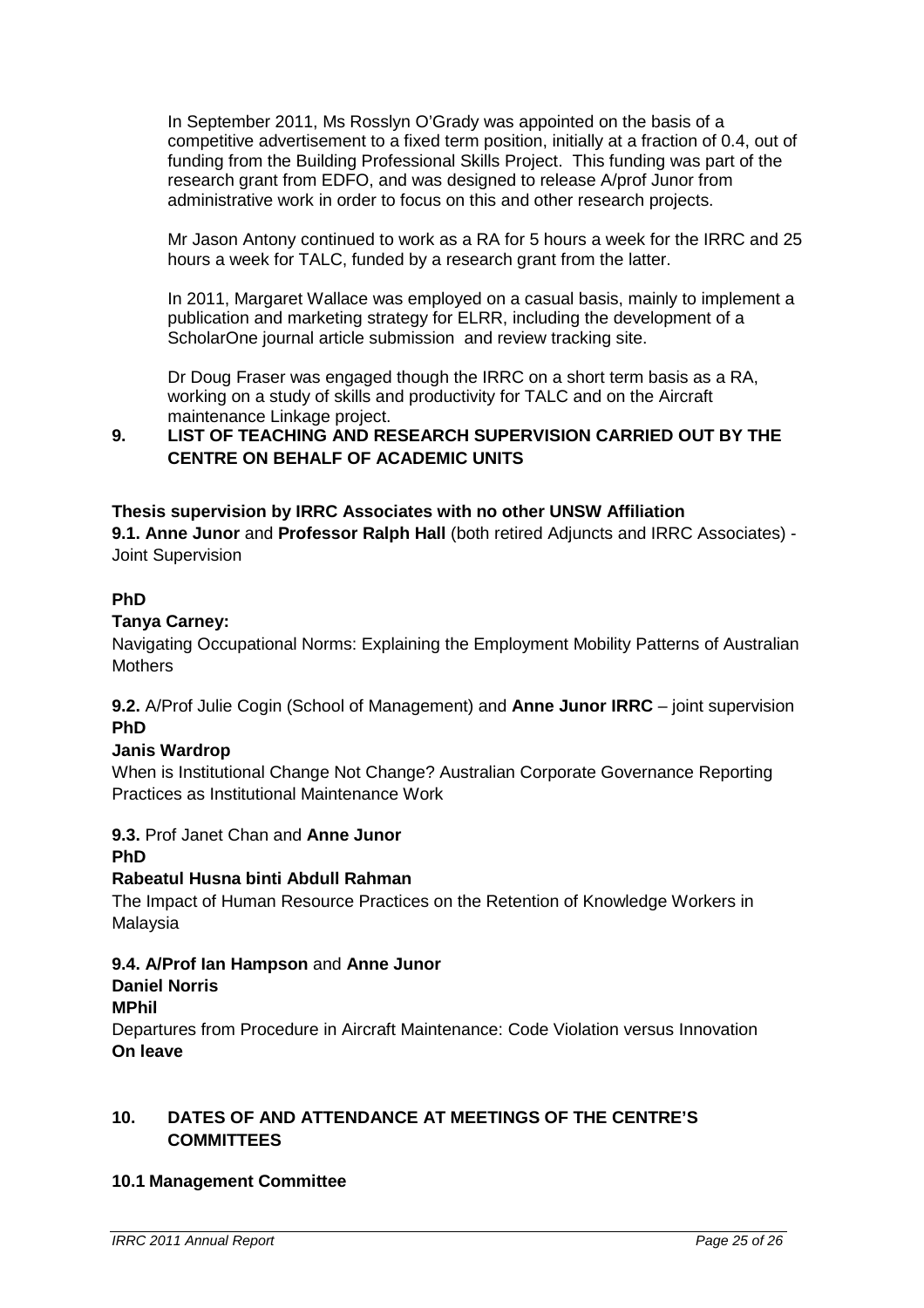In September 2011, Ms Rosslyn O'Grady was appointed on the basis of a competitive advertisement to a fixed term position, initially at a fraction of 0.4, out of funding from the Building Professional Skills Project. This funding was part of the research grant from EDFO, and was designed to release A/prof Junor from administrative work in order to focus on this and other research projects.

Mr Jason Antony continued to work as a RA for 5 hours a week for the IRRC and 25 hours a week for TALC, funded by a research grant from the latter.

In 2011, Margaret Wallace was employed on a casual basis, mainly to implement a publication and marketing strategy for ELRR, including the development of a ScholarOne journal article submission and review tracking site.

Dr Doug Fraser was engaged though the IRRC on a short term basis as a RA, working on a study of skills and productivity for TALC and on the Aircraft maintenance Linkage project.

## 9. LIST OF TEACHING AND RESEARCH SUPERVISION CARRIED OUT BY THE CENTRE ON BEHALF OF ACADEMIC UNITS

**Thesis supervision by IRRC Associates with no other UNSW Affiliation**

**9.1. Anne Junor** and **Professor Ralph Hall** (both retired Adjuncts and IRRC Associates) - Joint Supervision

**PhD**

**Tanya Carney:**

Navigating Occupational Norms: Explaining the Employment Mobility Patterns of Australian Mothers

**9.2.** A/Prof Julie Cogin (School of Management) and **Anne Junor IRRC** – joint supervision

**PhD**

**Janis Wardrop**

When is Institutional Change Not Change? Australian Corporate Governance Reporting Practices as Institutional Maintenance Work

**9.3.** Prof Janet Chan and **Anne Junor**

**PhD**

**Rabeatul Husna binti Abdull Rahman**

The Impact of Human Resource Practices on the Retention of Knowledge Workers in Malaysia

**9.4. A/Prof Ian Hampson** and **Anne Junor**

**Daniel Norris**

**MPhil**

Departures from Procedure in Aircraft Maintenance: Code Violation versus Innovation

**On leave**

## 10. DATES OF AND ATTENDANCE AT MEETINGS OF THE CENTRE'S COMMITTEES

### 10.1 Management Committee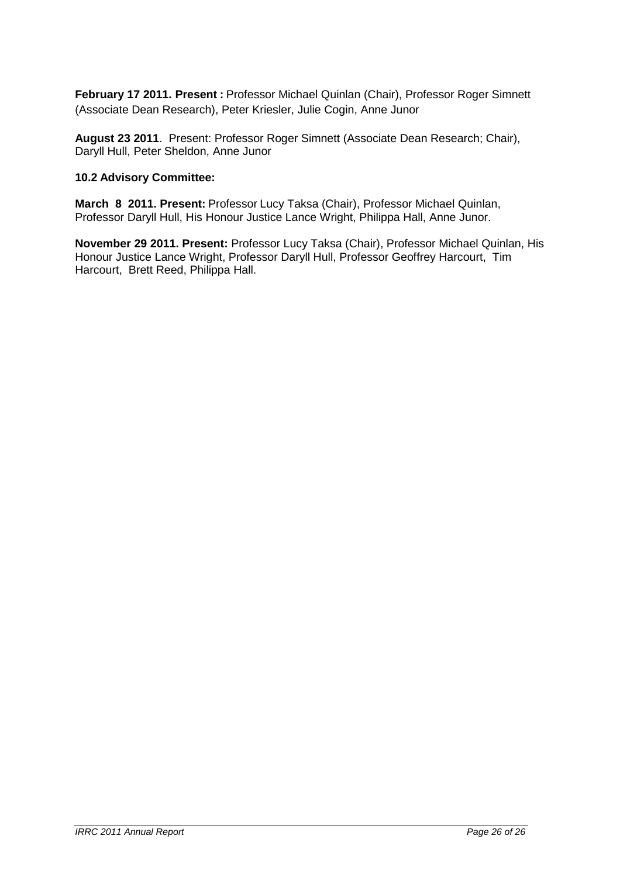**February 17 2011. Present :** Professor Michael Quinlan (Chair), Professor Roger Simnett (Associate Dean Research), Peter Kriesler, Julie Cogin, Anne Junor

**August 23 2011**. Present: Professor Roger Simnett (Associate Dean Research; Chair), Daryll Hull, Peter Sheldon, Anne Junor

### 10.2 Advisory Committee:

**March 8 2011. Present:** Professor Lucy Taksa (Chair), Professor Michael Quinlan, Professor Daryll Hull, His Honour Justice Lance Wright, Philippa Hall, Anne Junor.

**November 29 2011. Present:** Professor Lucy Taksa (Chair), Professor Michael Quinlan, His Honour Justice Lance Wright, Professor Daryll Hull, Professor Geoffrey Harcourt, Tim Harcourt, Brett Reed, Philippa Hall.